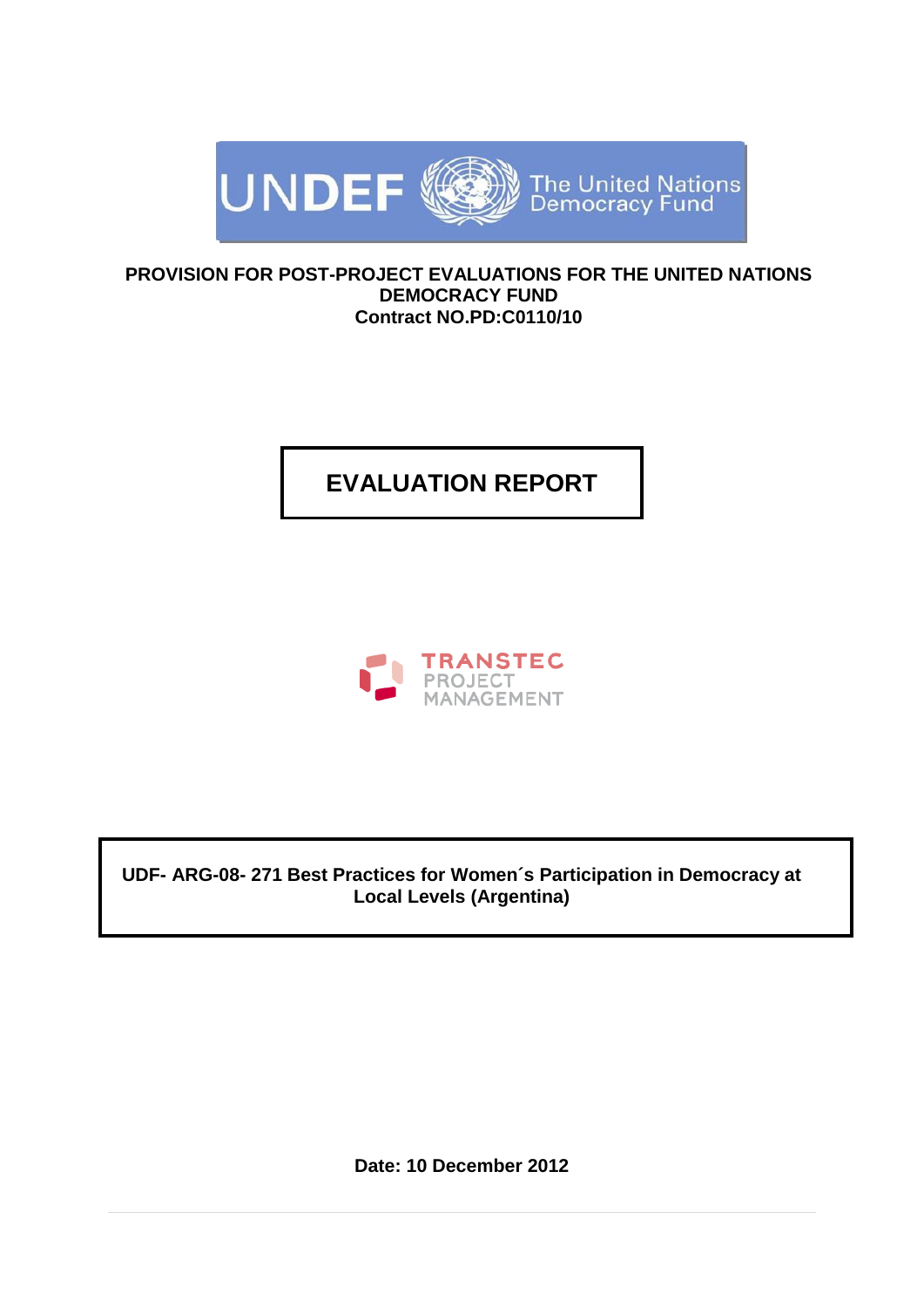UNDEF The United Nations Democracy Fund

**PROVISION FOR POST-PROJECT EVALUATIONS FOR THE UNITED NATIONS DEMOCRACY FUND**
**Contract NO.PD:C0110/10**

# EVALUATION REPORT

TRANSTEC PROJECT MANAGEMENT

**UDF- ARG-08- 271 Best Practices for Women´s Participation in Democracy at Local Levels (Argentina)**

**Date: 10 December 2012**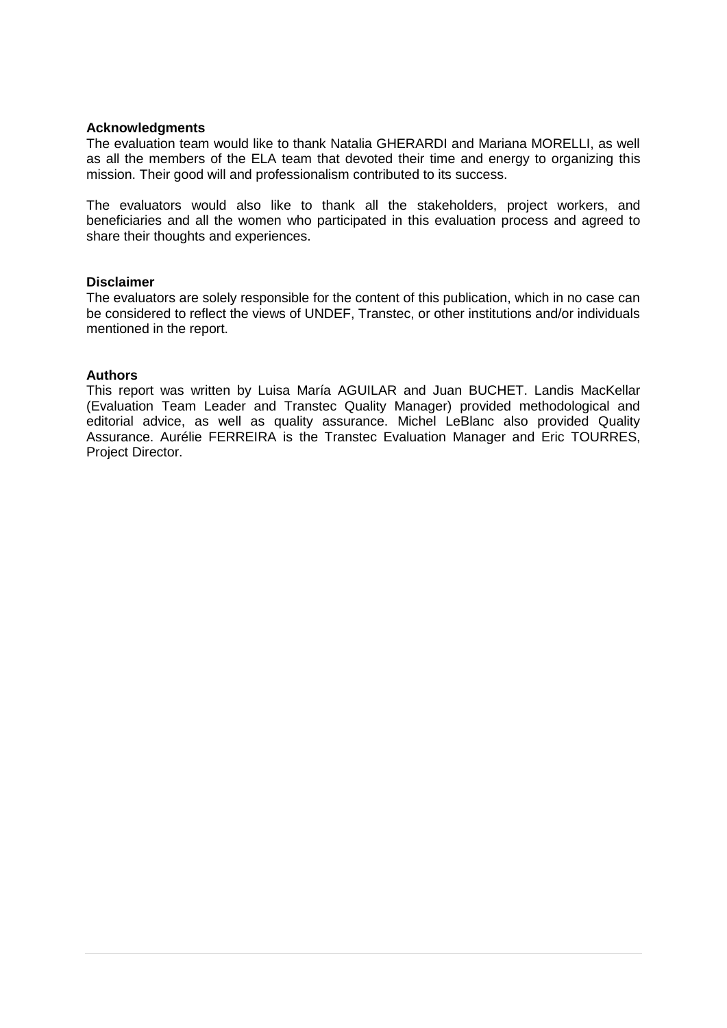**Acknowledgments**

The evaluation team would like to thank Natalia GHERARDI and Mariana MORELLI, as well as all the members of the ELA team that devoted their time and energy to organizing this mission. Their good will and professionalism contributed to its success.

The evaluators would also like to thank all the stakeholders, project workers, and beneficiaries and all the women who participated in this evaluation process and agreed to share their thoughts and experiences.

**Disclaimer**

The evaluators are solely responsible for the content of this publication, which in no case can be considered to reflect the views of UNDEF, Transtec, or other institutions and/or individuals mentioned in the report.

**Authors**

This report was written by Luisa María AGUILAR and Juan BUCHET. Landis MacKellar (Evaluation Team Leader and Transtec Quality Manager) provided methodological and editorial advice, as well as quality assurance. Michel LeBlanc also provided Quality Assurance. Aurélie FERREIRA is the Transtec Evaluation Manager and Eric TOURRES, Project Director.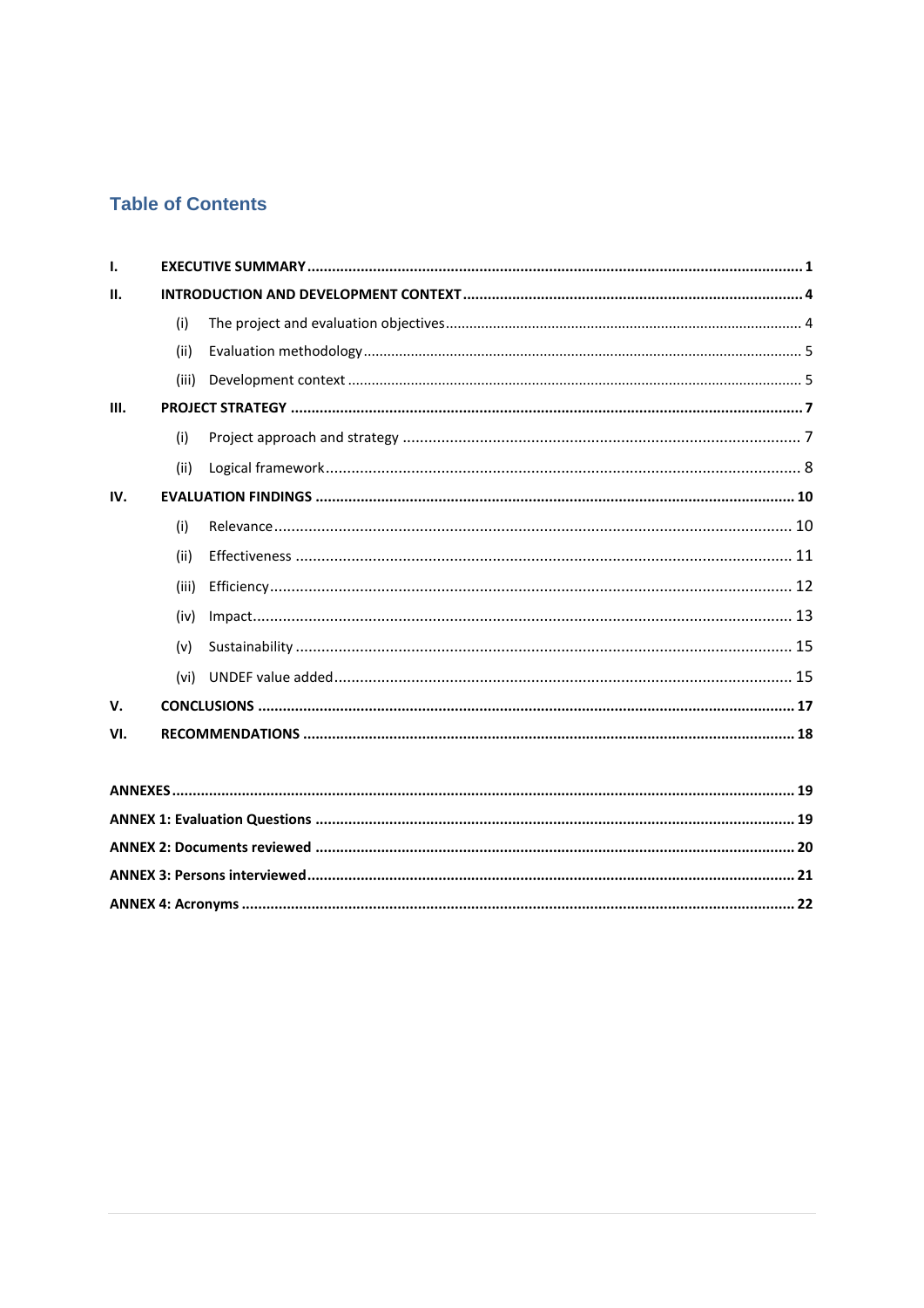## Table of Contents

**I. EXECUTIVE SUMMARY** ........ **1**

**II. INTRODUCTION AND DEVELOPMENT CONTEXT** ........ **4**

- (i) The project and evaluation objectives ........ 4
- (ii) Evaluation methodology ........ 5
- (iii) Development context ........ 5

**III. PROJECT STRATEGY** ........ **7**

- (i) Project approach and strategy ........ 7
- (ii) Logical framework ........ 8

**IV. EVALUATION FINDINGS** ........ **10**

- (i) Relevance ........ 10
- (ii) Effectiveness ........ 11
- (iii) Efficiency ........ 12
- (iv) Impact ........ 13
- (v) Sustainability ........ 15
- (vi) UNDEF value added ........ 15

**V. CONCLUSIONS** ........ **17**

**VI. RECOMMENDATIONS** ........ **18**

**ANNEXES** ........ **19**

**ANNEX 1: Evaluation Questions** ........ **19**

**ANNEX 2: Documents reviewed** ........ **20**

**ANNEX 3: Persons interviewed** ........ **21**

**ANNEX 4: Acronyms** ........ **22**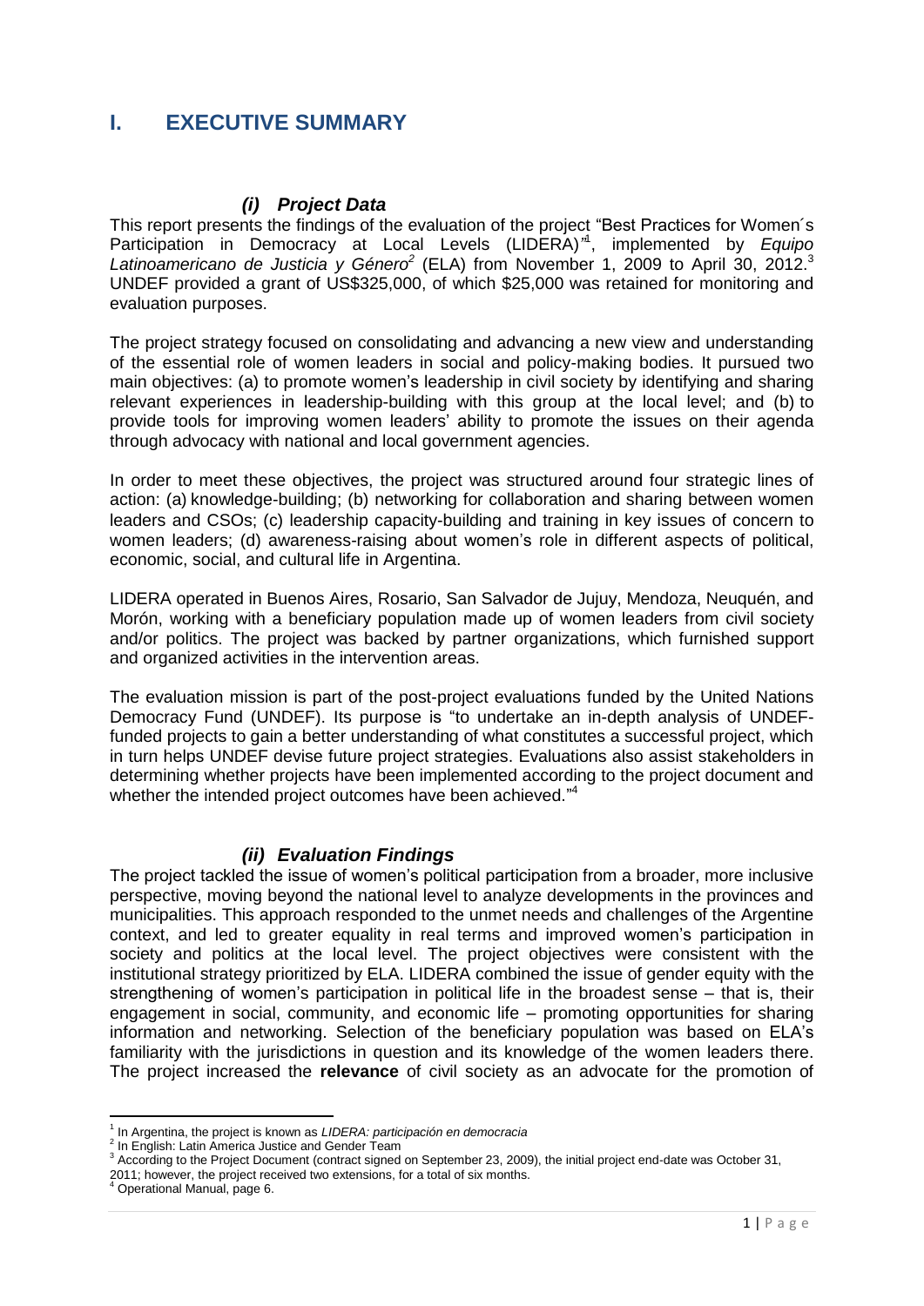# I. EXECUTIVE SUMMARY

### *(i) Project Data*

This report presents the findings of the evaluation of the project "Best Practices for Women´s Participation in Democracy at Local Levels (LIDERA)"[1], implemented by *Equipo Latinoamericano de Justicia y Género*[2] (ELA) from November 1, 2009 to April 30, 2012.[3] UNDEF provided a grant of US$325,000, of which $25,000 was retained for monitoring and evaluation purposes.

The project strategy focused on consolidating and advancing a new view and understanding of the essential role of women leaders in social and policy-making bodies. It pursued two main objectives: (a) to promote women's leadership in civil society by identifying and sharing relevant experiences in leadership-building with this group at the local level; and (b) to provide tools for improving women leaders' ability to promote the issues on their agenda through advocacy with national and local government agencies.

In order to meet these objectives, the project was structured around four strategic lines of action: (a) knowledge-building; (b) networking for collaboration and sharing between women leaders and CSOs; (c) leadership capacity-building and training in key issues of concern to women leaders; (d) awareness-raising about women's role in different aspects of political, economic, social, and cultural life in Argentina.

LIDERA operated in Buenos Aires, Rosario, San Salvador de Jujuy, Mendoza, Neuquén, and Morón, working with a beneficiary population made up of women leaders from civil society and/or politics. The project was backed by partner organizations, which furnished support and organized activities in the intervention areas.

The evaluation mission is part of the post-project evaluations funded by the United Nations Democracy Fund (UNDEF). Its purpose is "to undertake an in-depth analysis of UNDEF-funded projects to gain a better understanding of what constitutes a successful project, which in turn helps UNDEF devise future project strategies. Evaluations also assist stakeholders in determining whether projects have been implemented according to the project document and whether the intended project outcomes have been achieved."[4]

### *(ii) Evaluation Findings*

The project tackled the issue of women's political participation from a broader, more inclusive perspective, moving beyond the national level to analyze developments in the provinces and municipalities. This approach responded to the unmet needs and challenges of the Argentine context, and led to greater equality in real terms and improved women's participation in society and politics at the local level. The project objectives were consistent with the institutional strategy prioritized by ELA. LIDERA combined the issue of gender equity with the strengthening of women's participation in political life in the broadest sense – that is, their engagement in social, community, and economic life – promoting opportunities for sharing information and networking. Selection of the beneficiary population was based on ELA's familiarity with the jurisdictions in question and its knowledge of the women leaders there. The project increased the **relevance** of civil society as an advocate for the promotion of

---

[1] In Argentina, the project is known as *LIDERA: participación en democracia*

[2] In English: Latin America Justice and Gender Team

[3] According to the Project Document (contract signed on September 23, 2009), the initial project end-date was October 31, 2011; however, the project received two extensions, for a total of six months.

[4] Operational Manual, page 6.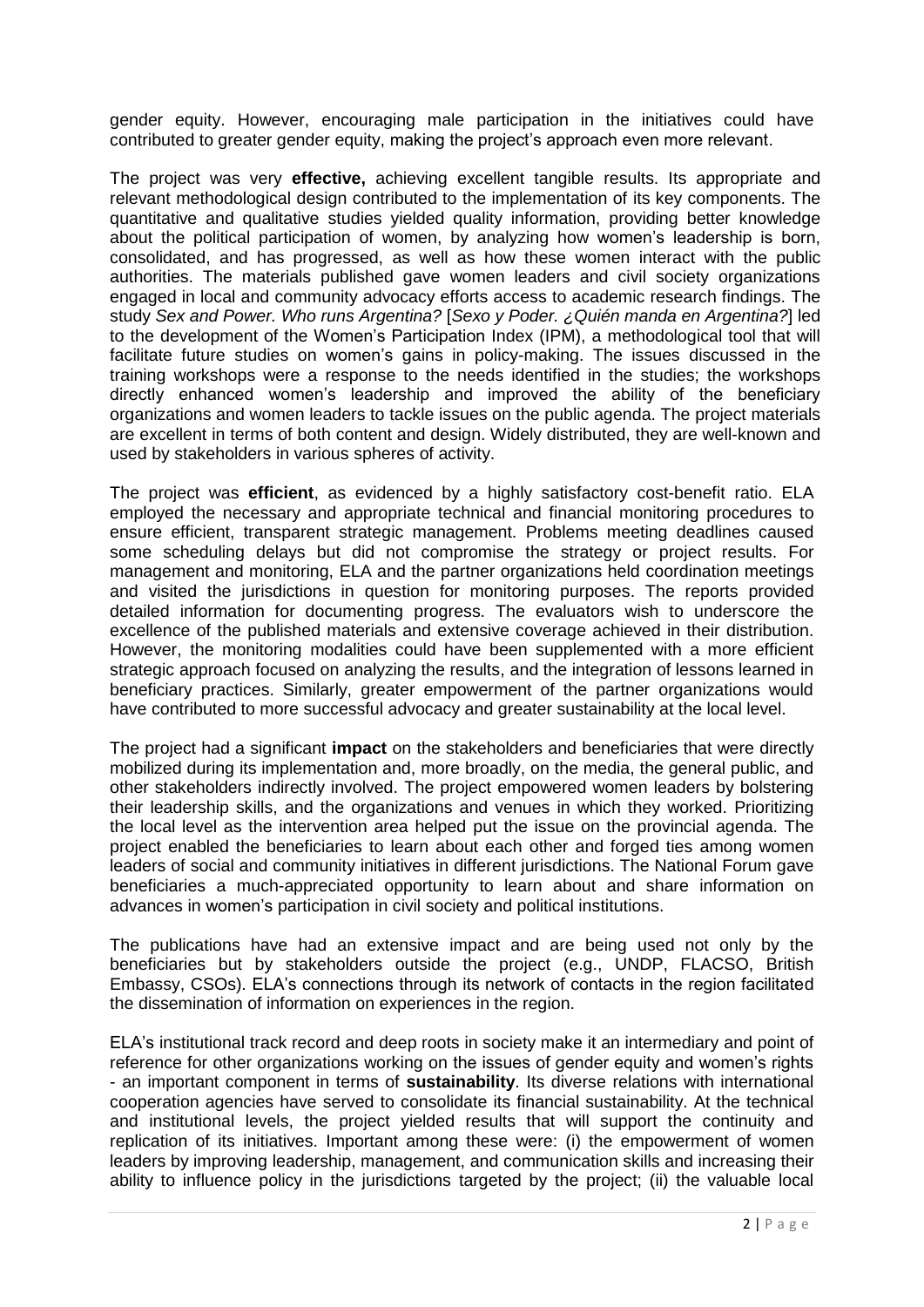gender equity. However, encouraging male participation in the initiatives could have contributed to greater gender equity, making the project's approach even more relevant.

The project was very **effective,** achieving excellent tangible results. Its appropriate and relevant methodological design contributed to the implementation of its key components. The quantitative and qualitative studies yielded quality information, providing better knowledge about the political participation of women, by analyzing how women's leadership is born, consolidated, and has progressed, as well as how these women interact with the public authorities. The materials published gave women leaders and civil society organizations engaged in local and community advocacy efforts access to academic research findings. The study *Sex and Power. Who runs Argentina?* [*Sexo y Poder. ¿Quién manda en Argentina?*] led to the development of the Women's Participation Index (IPM), a methodological tool that will facilitate future studies on women's gains in policy-making. The issues discussed in the training workshops were a response to the needs identified in the studies; the workshops directly enhanced women's leadership and improved the ability of the beneficiary organizations and women leaders to tackle issues on the public agenda. The project materials are excellent in terms of both content and design. Widely distributed, they are well-known and used by stakeholders in various spheres of activity.

The project was **efficient**, as evidenced by a highly satisfactory cost-benefit ratio. ELA employed the necessary and appropriate technical and financial monitoring procedures to ensure efficient, transparent strategic management. Problems meeting deadlines caused some scheduling delays but did not compromise the strategy or project results. For management and monitoring, ELA and the partner organizations held coordination meetings and visited the jurisdictions in question for monitoring purposes. The reports provided detailed information for documenting progress. The evaluators wish to underscore the excellence of the published materials and extensive coverage achieved in their distribution. However, the monitoring modalities could have been supplemented with a more efficient strategic approach focused on analyzing the results, and the integration of lessons learned in beneficiary practices. Similarly, greater empowerment of the partner organizations would have contributed to more successful advocacy and greater sustainability at the local level.

The project had a significant **impact** on the stakeholders and beneficiaries that were directly mobilized during its implementation and, more broadly, on the media, the general public, and other stakeholders indirectly involved. The project empowered women leaders by bolstering their leadership skills, and the organizations and venues in which they worked. Prioritizing the local level as the intervention area helped put the issue on the provincial agenda. The project enabled the beneficiaries to learn about each other and forged ties among women leaders of social and community initiatives in different jurisdictions. The National Forum gave beneficiaries a much-appreciated opportunity to learn about and share information on advances in women's participation in civil society and political institutions.

The publications have had an extensive impact and are being used not only by the beneficiaries but by stakeholders outside the project (e.g., UNDP, FLACSO, British Embassy, CSOs). ELA's connections through its network of contacts in the region facilitated the dissemination of information on experiences in the region.

ELA's institutional track record and deep roots in society make it an intermediary and point of reference for other organizations working on the issues of gender equity and women's rights - an important component in terms of **sustainability**. Its diverse relations with international cooperation agencies have served to consolidate its financial sustainability. At the technical and institutional levels, the project yielded results that will support the continuity and replication of its initiatives. Important among these were: (i) the empowerment of women leaders by improving leadership, management, and communication skills and increasing their ability to influence policy in the jurisdictions targeted by the project; (ii) the valuable local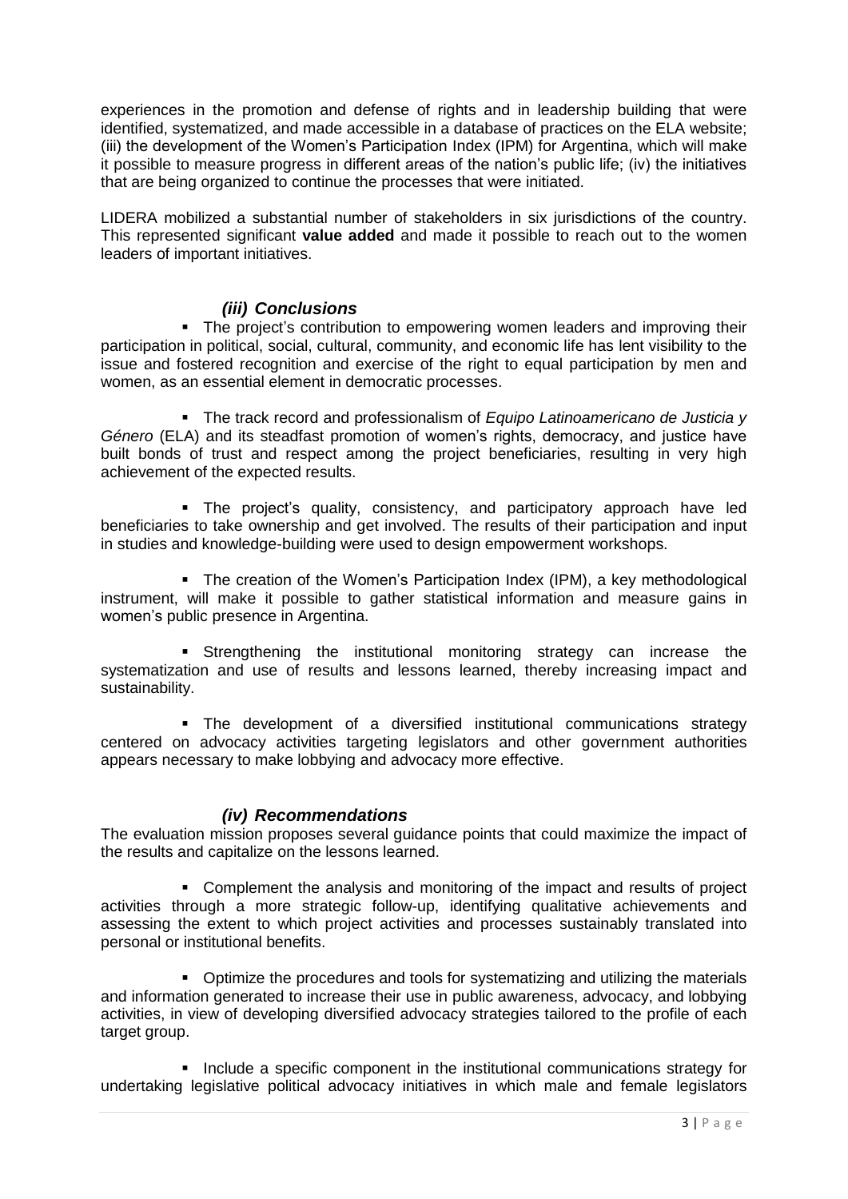experiences in the promotion and defense of rights and in leadership building that were identified, systematized, and made accessible in a database of practices on the ELA website; (iii) the development of the Women's Participation Index (IPM) for Argentina, which will make it possible to measure progress in different areas of the nation's public life; (iv) the initiatives that are being organized to continue the processes that were initiated.

LIDERA mobilized a substantial number of stakeholders in six jurisdictions of the country. This represented significant **value added** and made it possible to reach out to the women leaders of important initiatives.

### *(iii) Conclusions*

- The project's contribution to empowering women leaders and improving their participation in political, social, cultural, community, and economic life has lent visibility to the issue and fostered recognition and exercise of the right to equal participation by men and women, as an essential element in democratic processes.

- The track record and professionalism of *Equipo Latinoamericano de Justicia y Género* (ELA) and its steadfast promotion of women's rights, democracy, and justice have built bonds of trust and respect among the project beneficiaries, resulting in very high achievement of the expected results.

- The project's quality, consistency, and participatory approach have led beneficiaries to take ownership and get involved. The results of their participation and input in studies and knowledge-building were used to design empowerment workshops.

- The creation of the Women's Participation Index (IPM), a key methodological instrument, will make it possible to gather statistical information and measure gains in women's public presence in Argentina.

- Strengthening the institutional monitoring strategy can increase the systematization and use of results and lessons learned, thereby increasing impact and sustainability.

- The development of a diversified institutional communications strategy centered on advocacy activities targeting legislators and other government authorities appears necessary to make lobbying and advocacy more effective.

### *(iv) Recommendations*

The evaluation mission proposes several guidance points that could maximize the impact of the results and capitalize on the lessons learned.

- Complement the analysis and monitoring of the impact and results of project activities through a more strategic follow-up, identifying qualitative achievements and assessing the extent to which project activities and processes sustainably translated into personal or institutional benefits.

- Optimize the procedures and tools for systematizing and utilizing the materials and information generated to increase their use in public awareness, advocacy, and lobbying activities, in view of developing diversified advocacy strategies tailored to the profile of each target group.

- Include a specific component in the institutional communications strategy for undertaking legislative political advocacy initiatives in which male and female legislators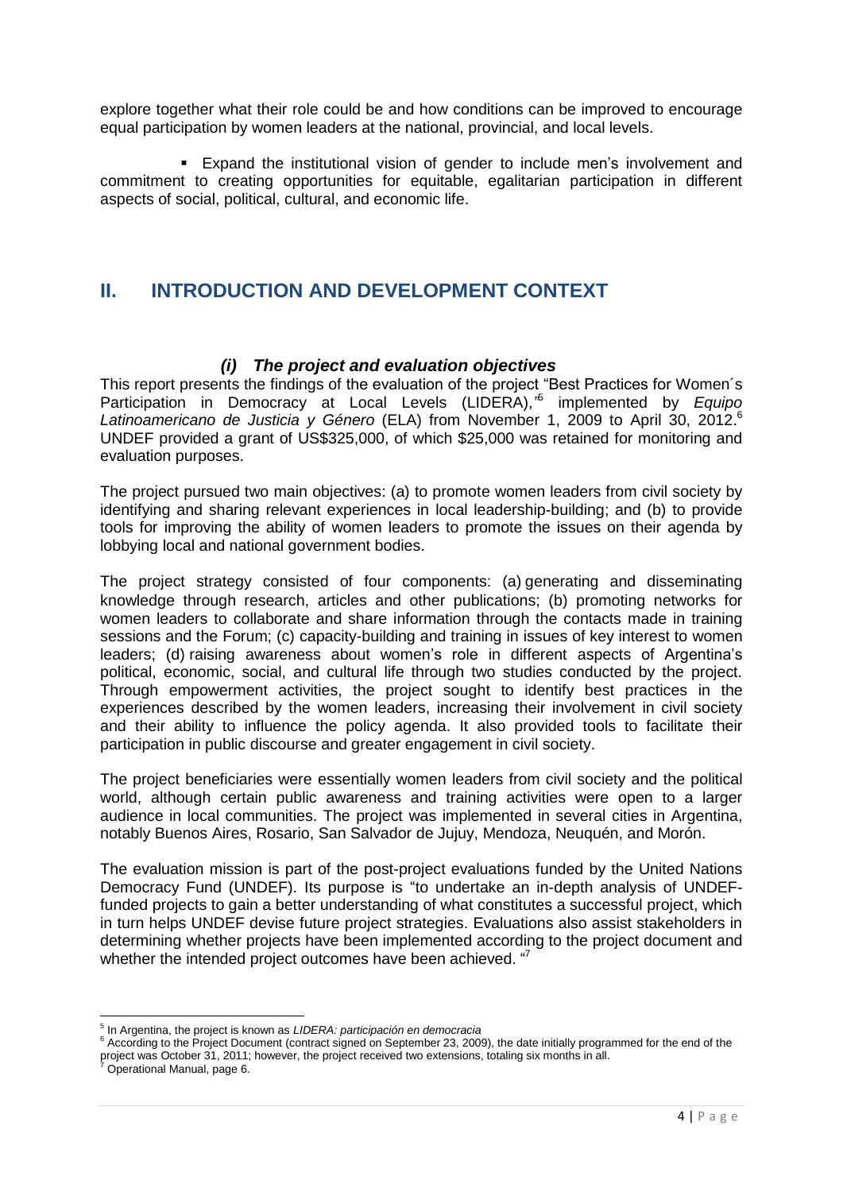explore together what their role could be and how conditions can be improved to encourage equal participation by women leaders at the national, provincial, and local levels.

- Expand the institutional vision of gender to include men's involvement and commitment to creating opportunities for equitable, egalitarian participation in different aspects of social, political, cultural, and economic life.

## II. INTRODUCTION AND DEVELOPMENT CONTEXT

### *(i) The project and evaluation objectives*

This report presents the findings of the evaluation of the project "Best Practices for Women´s Participation in Democracy at Local Levels (LIDERA),"[5] implemented by *Equipo Latinoamericano de Justicia y Género* (ELA) from November 1, 2009 to April 30, 2012.[6] UNDEF provided a grant of US$325,000, of which $25,000 was retained for monitoring and evaluation purposes.

The project pursued two main objectives: (a) to promote women leaders from civil society by identifying and sharing relevant experiences in local leadership-building; and (b) to provide tools for improving the ability of women leaders to promote the issues on their agenda by lobbying local and national government bodies.

The project strategy consisted of four components: (a) generating and disseminating knowledge through research, articles and other publications; (b) promoting networks for women leaders to collaborate and share information through the contacts made in training sessions and the Forum; (c) capacity-building and training in issues of key interest to women leaders; (d) raising awareness about women's role in different aspects of Argentina's political, economic, social, and cultural life through two studies conducted by the project. Through empowerment activities, the project sought to identify best practices in the experiences described by the women leaders, increasing their involvement in civil society and their ability to influence the policy agenda. It also provided tools to facilitate their participation in public discourse and greater engagement in civil society.

The project beneficiaries were essentially women leaders from civil society and the political world, although certain public awareness and training activities were open to a larger audience in local communities. The project was implemented in several cities in Argentina, notably Buenos Aires, Rosario, San Salvador de Jujuy, Mendoza, Neuquén, and Morón.

The evaluation mission is part of the post-project evaluations funded by the United Nations Democracy Fund (UNDEF). Its purpose is "to undertake an in-depth analysis of UNDEF-funded projects to gain a better understanding of what constitutes a successful project, which in turn helps UNDEF devise future project strategies. Evaluations also assist stakeholders in determining whether projects have been implemented according to the project document and whether the intended project outcomes have been achieved. "[7]

---

[5] In Argentina, the project is known as *LIDERA: participación en democracia*

[6] According to the Project Document (contract signed on September 23, 2009), the date initially programmed for the end of the project was October 31, 2011; however, the project received two extensions, totaling six months in all.

[7] Operational Manual, page 6.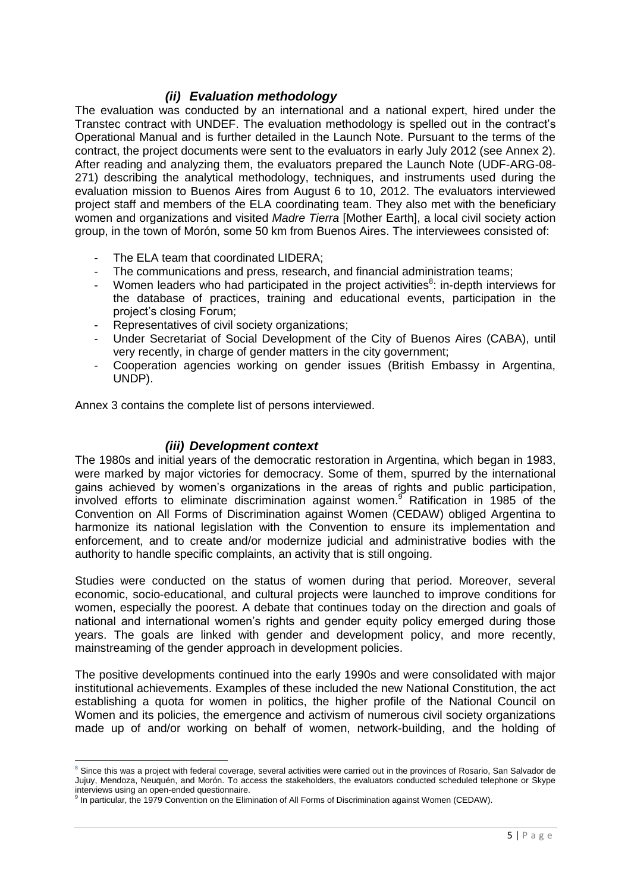### *(ii) Evaluation methodology*

The evaluation was conducted by an international and a national expert, hired under the Transtec contract with UNDEF. The evaluation methodology is spelled out in the contract's Operational Manual and is further detailed in the Launch Note. Pursuant to the terms of the contract, the project documents were sent to the evaluators in early July 2012 (see Annex 2). After reading and analyzing them, the evaluators prepared the Launch Note (UDF-ARG-08-271) describing the analytical methodology, techniques, and instruments used during the evaluation mission to Buenos Aires from August 6 to 10, 2012. The evaluators interviewed project staff and members of the ELA coordinating team. They also met with the beneficiary women and organizations and visited *Madre Tierra* [Mother Earth], a local civil society action group, in the town of Morón, some 50 km from Buenos Aires. The interviewees consisted of:

- The ELA team that coordinated LIDERA;
- The communications and press, research, and financial administration teams;
- Women leaders who had participated in the project activities[8]: in-depth interviews for the database of practices, training and educational events, participation in the project's closing Forum;
- Representatives of civil society organizations;
- Under Secretariat of Social Development of the City of Buenos Aires (CABA), until very recently, in charge of gender matters in the city government;
- Cooperation agencies working on gender issues (British Embassy in Argentina, UNDP).

Annex 3 contains the complete list of persons interviewed.

### *(iii) Development context*

The 1980s and initial years of the democratic restoration in Argentina, which began in 1983, were marked by major victories for democracy. Some of them, spurred by the international gains achieved by women's organizations in the areas of rights and public participation, involved efforts to eliminate discrimination against women.[9] Ratification in 1985 of the Convention on All Forms of Discrimination against Women (CEDAW) obliged Argentina to harmonize its national legislation with the Convention to ensure its implementation and enforcement, and to create and/or modernize judicial and administrative bodies with the authority to handle specific complaints, an activity that is still ongoing.

Studies were conducted on the status of women during that period. Moreover, several economic, socio-educational, and cultural projects were launched to improve conditions for women, especially the poorest. A debate that continues today on the direction and goals of national and international women's rights and gender equity policy emerged during those years. The goals are linked with gender and development policy, and more recently, mainstreaming of the gender approach in development policies.

The positive developments continued into the early 1990s and were consolidated with major institutional achievements. Examples of these included the new National Constitution, the act establishing a quota for women in politics, the higher profile of the National Council on Women and its policies, the emergence and activism of numerous civil society organizations made up of and/or working on behalf of women, network-building, and the holding of

---

[8] Since this was a project with federal coverage, several activities were carried out in the provinces of Rosario, San Salvador de Jujuy, Mendoza, Neuquén, and Morón. To access the stakeholders, the evaluators conducted scheduled telephone or Skype interviews using an open-ended questionnaire.

[9] In particular, the 1979 Convention on the Elimination of All Forms of Discrimination against Women (CEDAW).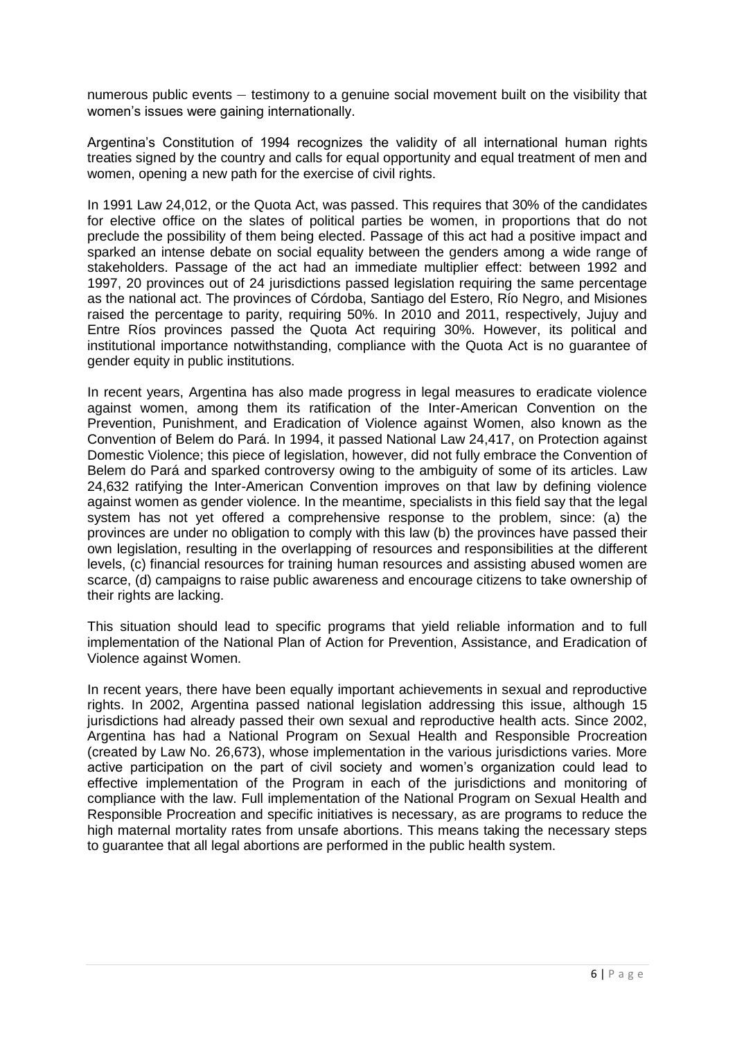numerous public events – testimony to a genuine social movement built on the visibility that women's issues were gaining internationally.

Argentina's Constitution of 1994 recognizes the validity of all international human rights treaties signed by the country and calls for equal opportunity and equal treatment of men and women, opening a new path for the exercise of civil rights.

In 1991 Law 24,012, or the Quota Act, was passed. This requires that 30% of the candidates for elective office on the slates of political parties be women, in proportions that do not preclude the possibility of them being elected. Passage of this act had a positive impact and sparked an intense debate on social equality between the genders among a wide range of stakeholders. Passage of the act had an immediate multiplier effect: between 1992 and 1997, 20 provinces out of 24 jurisdictions passed legislation requiring the same percentage as the national act. The provinces of Córdoba, Santiago del Estero, Río Negro, and Misiones raised the percentage to parity, requiring 50%. In 2010 and 2011, respectively, Jujuy and Entre Ríos provinces passed the Quota Act requiring 30%. However, its political and institutional importance notwithstanding, compliance with the Quota Act is no guarantee of gender equity in public institutions.

In recent years, Argentina has also made progress in legal measures to eradicate violence against women, among them its ratification of the Inter-American Convention on the Prevention, Punishment, and Eradication of Violence against Women, also known as the Convention of Belem do Pará. In 1994, it passed National Law 24,417, on Protection against Domestic Violence; this piece of legislation, however, did not fully embrace the Convention of Belem do Pará and sparked controversy owing to the ambiguity of some of its articles. Law 24,632 ratifying the Inter-American Convention improves on that law by defining violence against women as gender violence. In the meantime, specialists in this field say that the legal system has not yet offered a comprehensive response to the problem, since: (a) the provinces are under no obligation to comply with this law (b) the provinces have passed their own legislation, resulting in the overlapping of resources and responsibilities at the different levels, (c) financial resources for training human resources and assisting abused women are scarce, (d) campaigns to raise public awareness and encourage citizens to take ownership of their rights are lacking.

This situation should lead to specific programs that yield reliable information and to full implementation of the National Plan of Action for Prevention, Assistance, and Eradication of Violence against Women.

In recent years, there have been equally important achievements in sexual and reproductive rights. In 2002, Argentina passed national legislation addressing this issue, although 15 jurisdictions had already passed their own sexual and reproductive health acts. Since 2002, Argentina has had a National Program on Sexual Health and Responsible Procreation (created by Law No. 26,673), whose implementation in the various jurisdictions varies. More active participation on the part of civil society and women's organization could lead to effective implementation of the Program in each of the jurisdictions and monitoring of compliance with the law. Full implementation of the National Program on Sexual Health and Responsible Procreation and specific initiatives is necessary, as are programs to reduce the high maternal mortality rates from unsafe abortions. This means taking the necessary steps to guarantee that all legal abortions are performed in the public health system.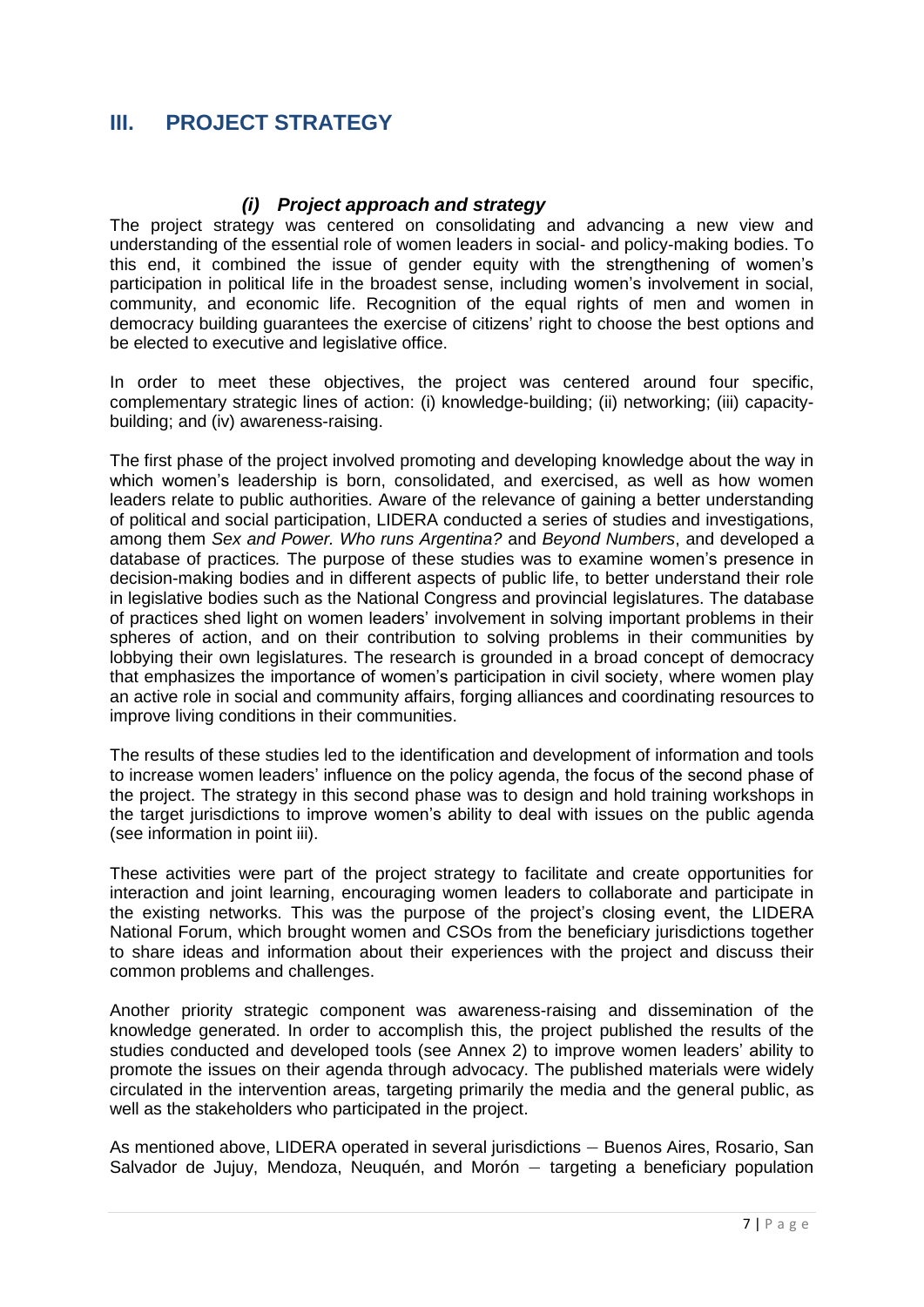## III. PROJECT STRATEGY

### *(i) Project approach and strategy*

The project strategy was centered on consolidating and advancing a new view and understanding of the essential role of women leaders in social- and policy-making bodies. To this end, it combined the issue of gender equity with the strengthening of women's participation in political life in the broadest sense, including women's involvement in social, community, and economic life. Recognition of the equal rights of men and women in democracy building guarantees the exercise of citizens' right to choose the best options and be elected to executive and legislative office.

In order to meet these objectives, the project was centered around four specific, complementary strategic lines of action: (i) knowledge-building; (ii) networking; (iii) capacity-building; and (iv) awareness-raising.

The first phase of the project involved promoting and developing knowledge about the way in which women's leadership is born, consolidated, and exercised, as well as how women leaders relate to public authorities. Aware of the relevance of gaining a better understanding of political and social participation, LIDERA conducted a series of studies and investigations, among them *Sex and Power. Who runs Argentina?* and *Beyond Numbers*, and developed a database of practices*.* The purpose of these studies was to examine women's presence in decision-making bodies and in different aspects of public life, to better understand their role in legislative bodies such as the National Congress and provincial legislatures. The database of practices shed light on women leaders' involvement in solving important problems in their spheres of action, and on their contribution to solving problems in their communities by lobbying their own legislatures. The research is grounded in a broad concept of democracy that emphasizes the importance of women's participation in civil society, where women play an active role in social and community affairs, forging alliances and coordinating resources to improve living conditions in their communities.

The results of these studies led to the identification and development of information and tools to increase women leaders' influence on the policy agenda, the focus of the second phase of the project. The strategy in this second phase was to design and hold training workshops in the target jurisdictions to improve women's ability to deal with issues on the public agenda (see information in point iii).

These activities were part of the project strategy to facilitate and create opportunities for interaction and joint learning, encouraging women leaders to collaborate and participate in the existing networks. This was the purpose of the project's closing event, the LIDERA National Forum, which brought women and CSOs from the beneficiary jurisdictions together to share ideas and information about their experiences with the project and discuss their common problems and challenges.

Another priority strategic component was awareness-raising and dissemination of the knowledge generated. In order to accomplish this, the project published the results of the studies conducted and developed tools (see Annex 2) to improve women leaders' ability to promote the issues on their agenda through advocacy. The published materials were widely circulated in the intervention areas, targeting primarily the media and the general public, as well as the stakeholders who participated in the project.

As mentioned above, LIDERA operated in several jurisdictions – Buenos Aires, Rosario, San Salvador de Jujuy, Mendoza, Neuquén, and Morón – targeting a beneficiary population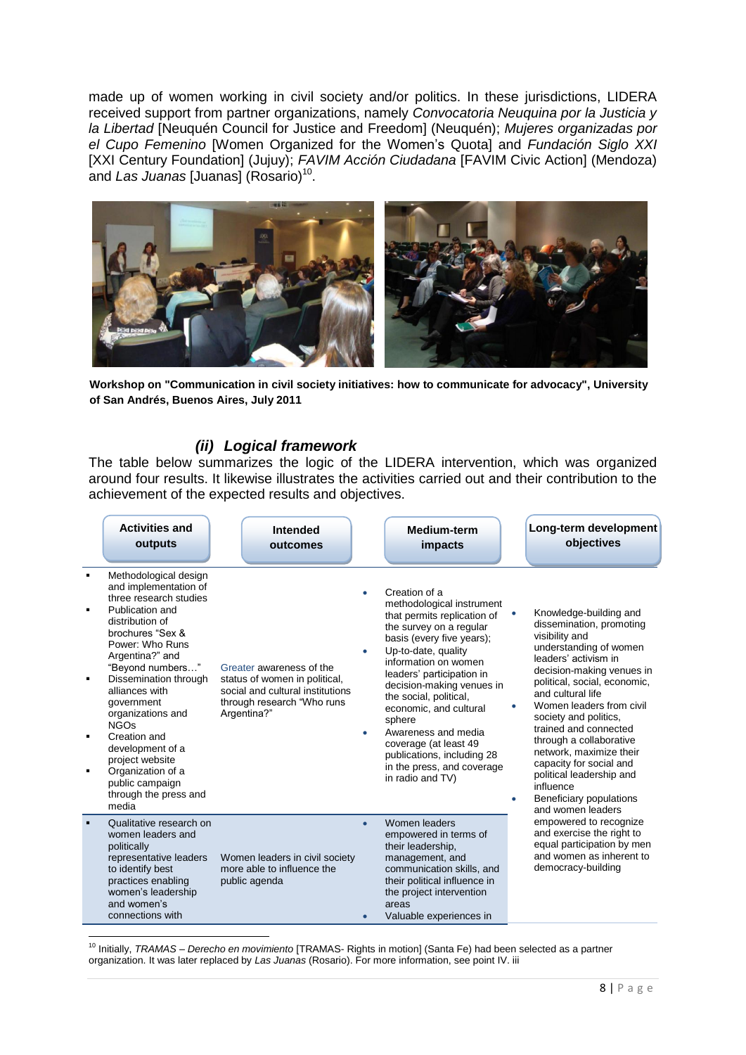made up of women working in civil society and/or politics. In these jurisdictions, LIDERA received support from partner organizations, namely *Convocatoria Neuquina por la Justicia y la Libertad* [Neuquén Council for Justice and Freedom] (Neuquén); *Mujeres organizadas por el Cupo Femenino* [Women Organized for the Women's Quota] and *Fundación Siglo XXI* [XXI Century Foundation] (Jujuy); *FAVIM Acción Ciudadana* [FAVIM Civic Action] (Mendoza) and *Las Juanas* [Juanas] (Rosario)[10].

**Workshop on "Communication in civil society initiatives: how to communicate for advocacy", University of San Andrés, Buenos Aires, July 2011**

### *(ii) Logical framework*

The table below summarizes the logic of the LIDERA intervention, which was organized around four results. It likewise illustrates the activities carried out and their contribution to the achievement of the expected results and objectives.

| Activities and outputs | Intended outcomes | Medium-term impacts | Long-term development objectives |
|---|---|---|---|
| ▪ Methodological design and implementation of three research studies<br>▪ Publication and distribution of brochures "Sex & Power: Who Runs Argentina?" and "Beyond numbers…"<br>▪ Dissemination through alliances with government organizations and NGOs<br>▪ Creation and development of a project website<br>▪ Organization of a public campaign through the press and media | Greater awareness of the status of women in political, social and cultural institutions through research "Who runs Argentina?" | • Creation of a methodological instrument that permits replication of the survey on a regular basis (every five years);<br>• Up-to-date, quality information on women leaders' participation in decision-making venues in the social, political, economic, and cultural sphere<br>• Awareness and media coverage (at least 49 publications, including 28 in the press, and coverage in radio and TV) | • Knowledge-building and dissemination, promoting visibility and understanding of women leaders' activism in decision-making venues in political, social, economic, and cultural life<br>• Women leaders from civil society and politics, trained and connected through a collaborative network, maximize their capacity for social and political leadership and influence<br>• Beneficiary populations and women leaders empowered to recognize and exercise the right to equal participation by men and women as inherent to democracy-building |
| ▪ Qualitative research on women leaders and politically representative leaders to identify best practices enabling women's leadership and women's connections with | Women leaders in civil society more able to influence the public agenda | • Women leaders empowered in terms of their leadership, management, and communication skills, and their political influence in the project intervention areas<br>• Valuable experiences in | |

[10] Initially, *TRAMAS – Derecho en movimiento* [TRAMAS- Rights in motion] (Santa Fe) had been selected as a partner organization. It was later replaced by *Las Juanas* (Rosario). For more information, see point IV. iii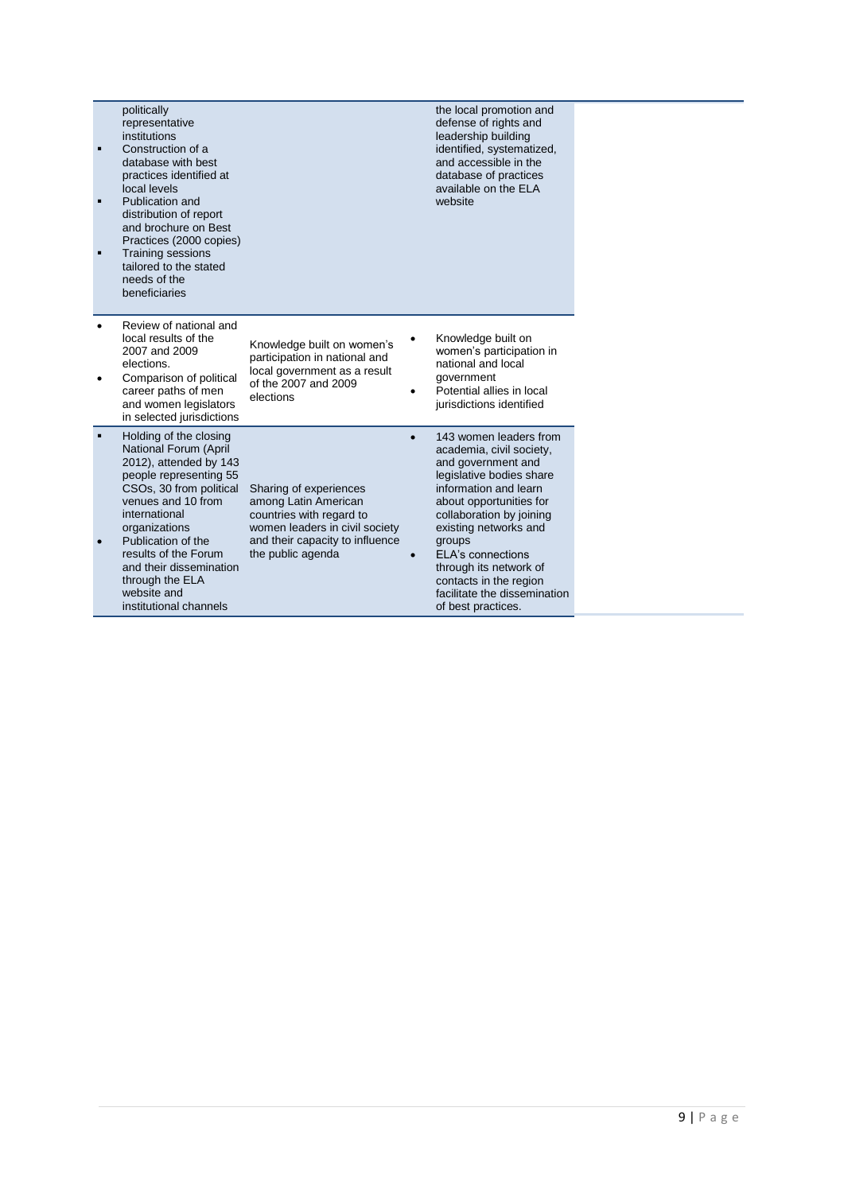| | | |
|---|---|---|
| politically representative institutions<br>▪ Construction of a database with best practices identified at local levels<br>▪ Publication and distribution of report and brochure on Best Practices (2000 copies)<br>▪ Training sessions tailored to the stated needs of the beneficiaries | | the local promotion and defense of rights and leadership building identified, systematized, and accessible in the database of practices available on the ELA website |
| • Review of national and local results of the 2007 and 2009 elections.<br>• Comparison of political career paths of men and women legislators in selected jurisdictions | Knowledge built on women's participation in national and local government as a result of the 2007 and 2009 elections | • Knowledge built on women's participation in national and local government<br>• Potential allies in local jurisdictions identified |
| ▪ Holding of the closing National Forum (April 2012), attended by 143 people representing 55 CSOs, 30 from political venues and 10 from international organizations<br>• Publication of the results of the Forum and their dissemination through the ELA website and institutional channels | Sharing of experiences among Latin American countries with regard to women leaders in civil society and their capacity to influence the public agenda | • 143 women leaders from academia, civil society, and government and legislative bodies share information and learn about opportunities for collaboration by joining existing networks and groups<br>• ELA's connections through its network of contacts in the region facilitate the dissemination of best practices. |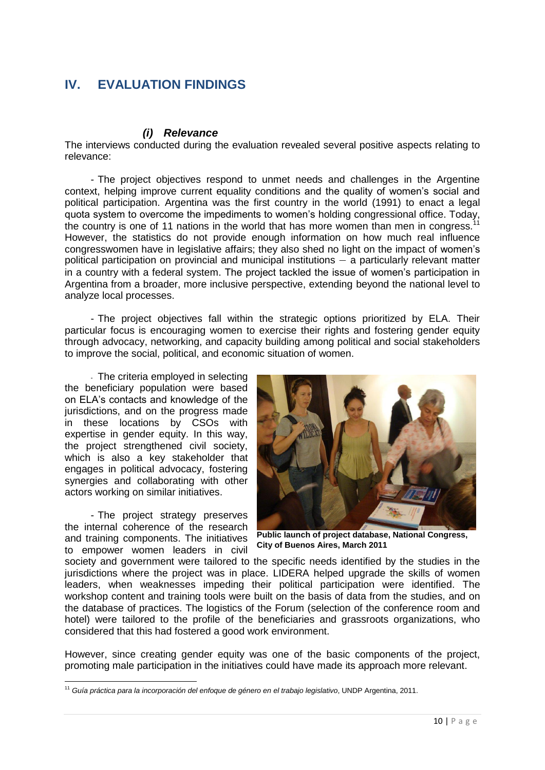## IV. EVALUATION FINDINGS

### *(i) Relevance*

The interviews conducted during the evaluation revealed several positive aspects relating to relevance:

- The project objectives respond to unmet needs and challenges in the Argentine context, helping improve current equality conditions and the quality of women's social and political participation. Argentina was the first country in the world (1991) to enact a legal quota system to overcome the impediments to women's holding congressional office. Today, the country is one of 11 nations in the world that has more women than men in congress.[11] However, the statistics do not provide enough information on how much real influence congresswomen have in legislative affairs; they also shed no light on the impact of women's political participation on provincial and municipal institutions – a particularly relevant matter in a country with a federal system. The project tackled the issue of women's participation in Argentina from a broader, more inclusive perspective, extending beyond the national level to analyze local processes.

- The project objectives fall within the strategic options prioritized by ELA. Their particular focus is encouraging women to exercise their rights and fostering gender equity through advocacy, networking, and capacity building among political and social stakeholders to improve the social, political, and economic situation of women.

- The criteria employed in selecting the beneficiary population were based on ELA's contacts and knowledge of the jurisdictions, and on the progress made in these locations by CSOs with expertise in gender equity. In this way, the project strengthened civil society, which is also a key stakeholder that engages in political advocacy, fostering synergies and collaborating with other actors working on similar initiatives.

- The project strategy preserves the internal coherence of the research and training components. The initiatives to empower women leaders in civil society and government were tailored to the specific needs identified by the studies in the jurisdictions where the project was in place. LIDERA helped upgrade the skills of women leaders, when weaknesses impeding their political participation were identified. The workshop content and training tools were built on the basis of data from the studies, and on the database of practices. The logistics of the Forum (selection of the conference room and hotel) were tailored to the profile of the beneficiaries and grassroots organizations, who considered that this had fostered a good work environment.

**Public launch of project database, National Congress, City of Buenos Aires, March 2011**

However, since creating gender equity was one of the basic components of the project, promoting male participation in the initiatives could have made its approach more relevant.

[11] *Guía práctica para la incorporación del enfoque de género en el trabajo legislativo*, UNDP Argentina, 2011.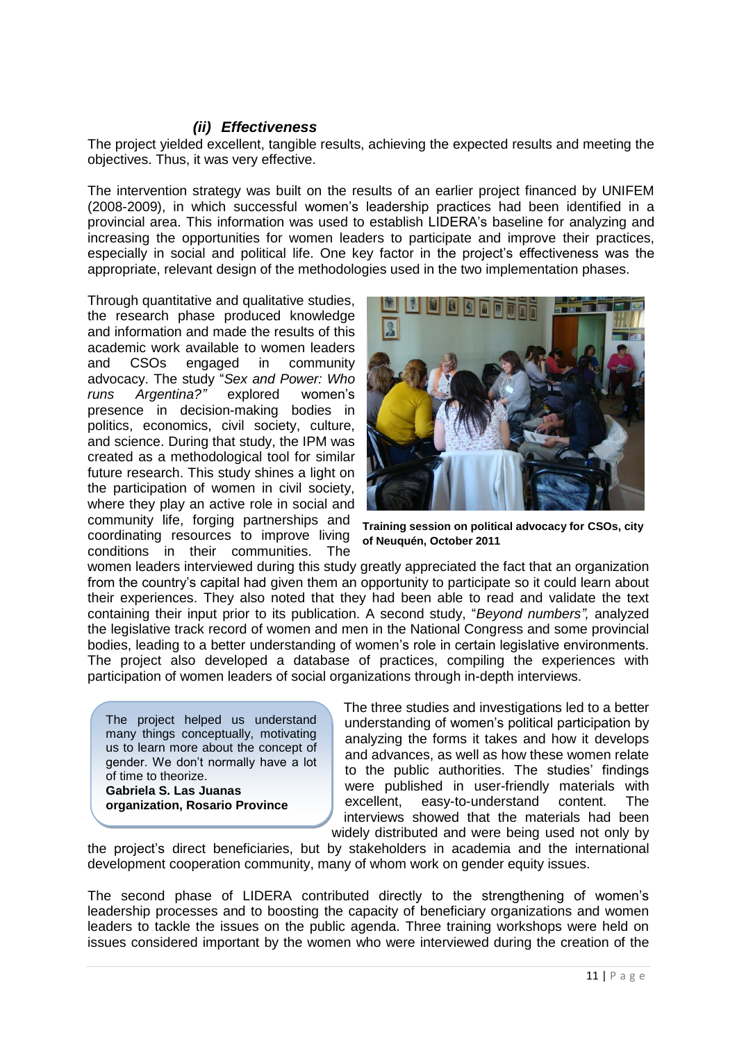### *(ii) Effectiveness*

The project yielded excellent, tangible results, achieving the expected results and meeting the objectives. Thus, it was very effective.

The intervention strategy was built on the results of an earlier project financed by UNIFEM (2008-2009), in which successful women's leadership practices had been identified in a provincial area. This information was used to establish LIDERA's baseline for analyzing and increasing the opportunities for women leaders to participate and improve their practices, especially in social and political life. One key factor in the project's effectiveness was the appropriate, relevant design of the methodologies used in the two implementation phases.

Through quantitative and qualitative studies, the research phase produced knowledge and information and made the results of this academic work available to women leaders and CSOs engaged in community advocacy. The study "*Sex and Power: Who runs Argentina?"* explored women's presence in decision-making bodies in politics, economics, civil society, culture, and science. During that study, the IPM was created as a methodological tool for similar future research. This study shines a light on the participation of women in civil society, where they play an active role in social and community life, forging partnerships and coordinating resources to improve living conditions in their communities. The women leaders interviewed during this study greatly appreciated the fact that an organization from the country's capital had given them an opportunity to participate so it could learn about their experiences. They also noted that they had been able to read and validate the text containing their input prior to its publication. A second study, "*Beyond numbers",* analyzed the legislative track record of women and men in the National Congress and some provincial bodies, leading to a better understanding of women's role in certain legislative environments. The project also developed a database of practices, compiling the experiences with participation of women leaders of social organizations through in-depth interviews.

**Training session on political advocacy for CSOs, city of Neuquén, October 2011**

> The project helped us understand many things conceptually, motivating us to learn more about the concept of gender. We don't normally have a lot of time to theorize.
> **Gabriela S. Las Juanas organization, Rosario Province**

The three studies and investigations led to a better understanding of women's political participation by analyzing the forms it takes and how it develops and advances, as well as how these women relate to the public authorities. The studies' findings were published in user-friendly materials with excellent, easy-to-understand content. The interviews showed that the materials had been widely distributed and were being used not only by the project's direct beneficiaries, but by stakeholders in academia and the international development cooperation community, many of whom work on gender equity issues.

The second phase of LIDERA contributed directly to the strengthening of women's leadership processes and to boosting the capacity of beneficiary organizations and women leaders to tackle the issues on the public agenda. Three training workshops were held on issues considered important by the women who were interviewed during the creation of the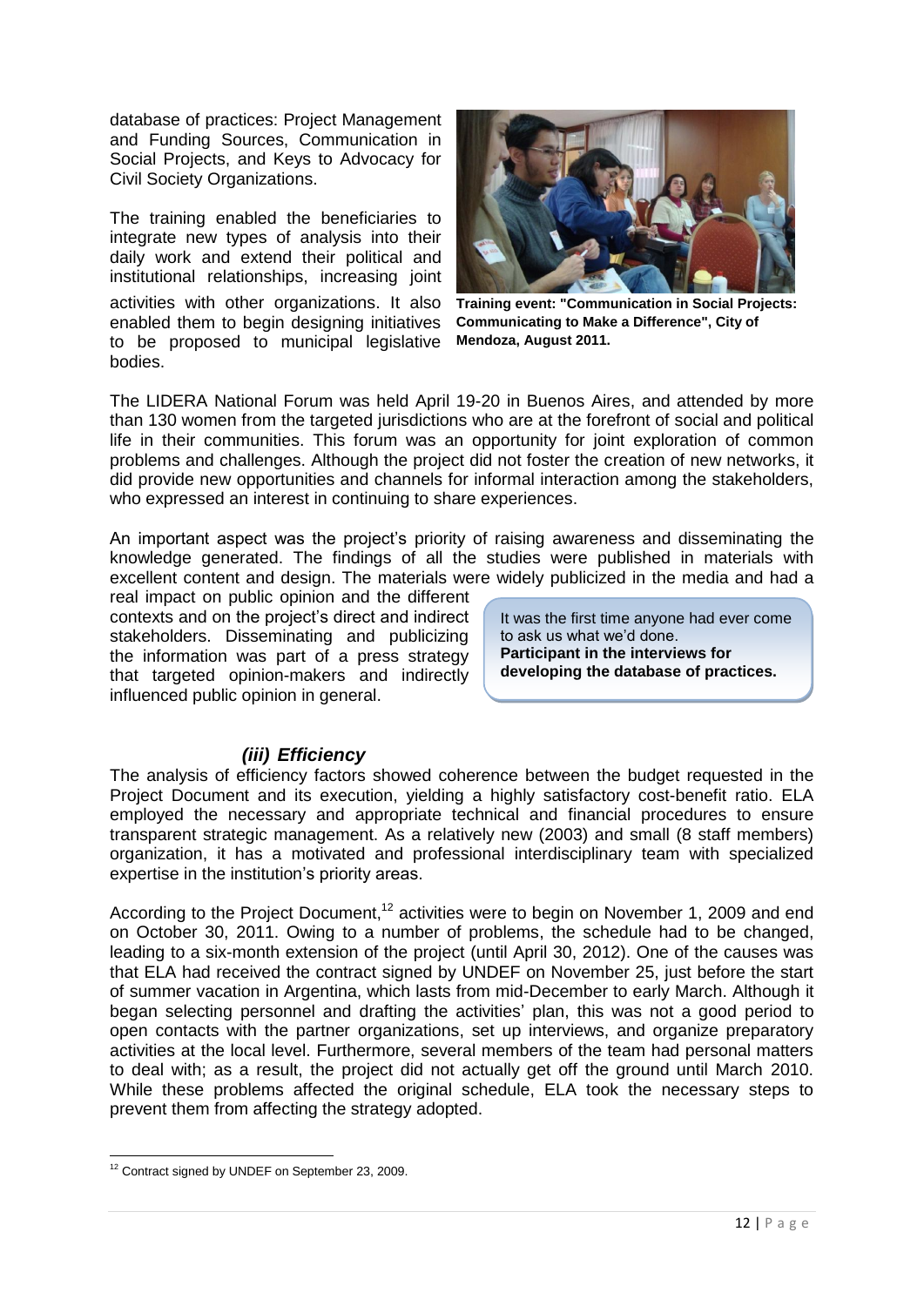database of practices: Project Management and Funding Sources, Communication in Social Projects, and Keys to Advocacy for Civil Society Organizations.

The training enabled the beneficiaries to integrate new types of analysis into their daily work and extend their political and institutional relationships, increasing joint activities with other organizations. It also enabled them to begin designing initiatives to be proposed to municipal legislative bodies.

**Training event: "Communication in Social Projects: Communicating to Make a Difference", City of Mendoza, August 2011.**

The LIDERA National Forum was held April 19-20 in Buenos Aires, and attended by more than 130 women from the targeted jurisdictions who are at the forefront of social and political life in their communities. This forum was an opportunity for joint exploration of common problems and challenges. Although the project did not foster the creation of new networks, it did provide new opportunities and channels for informal interaction among the stakeholders, who expressed an interest in continuing to share experiences.

An important aspect was the project's priority of raising awareness and disseminating the knowledge generated. The findings of all the studies were published in materials with excellent content and design. The materials were widely publicized in the media and had a real impact on public opinion and the different contexts and on the project's direct and indirect stakeholders. Disseminating and publicizing the information was part of a press strategy that targeted opinion-makers and indirectly influenced public opinion in general.

> It was the first time anyone had ever come to ask us what we'd done.
> **Participant in the interviews for developing the database of practices.**

### *(iii) Efficiency*

The analysis of efficiency factors showed coherence between the budget requested in the Project Document and its execution, yielding a highly satisfactory cost-benefit ratio. ELA employed the necessary and appropriate technical and financial procedures to ensure transparent strategic management. As a relatively new (2003) and small (8 staff members) organization, it has a motivated and professional interdisciplinary team with specialized expertise in the institution's priority areas.

According to the Project Document,[12] activities were to begin on November 1, 2009 and end on October 30, 2011. Owing to a number of problems, the schedule had to be changed, leading to a six-month extension of the project (until April 30, 2012). One of the causes was that ELA had received the contract signed by UNDEF on November 25, just before the start of summer vacation in Argentina, which lasts from mid-December to early March. Although it began selecting personnel and drafting the activities' plan, this was not a good period to open contacts with the partner organizations, set up interviews, and organize preparatory activities at the local level. Furthermore, several members of the team had personal matters to deal with; as a result, the project did not actually get off the ground until March 2010. While these problems affected the original schedule, ELA took the necessary steps to prevent them from affecting the strategy adopted.

[12] Contract signed by UNDEF on September 23, 2009.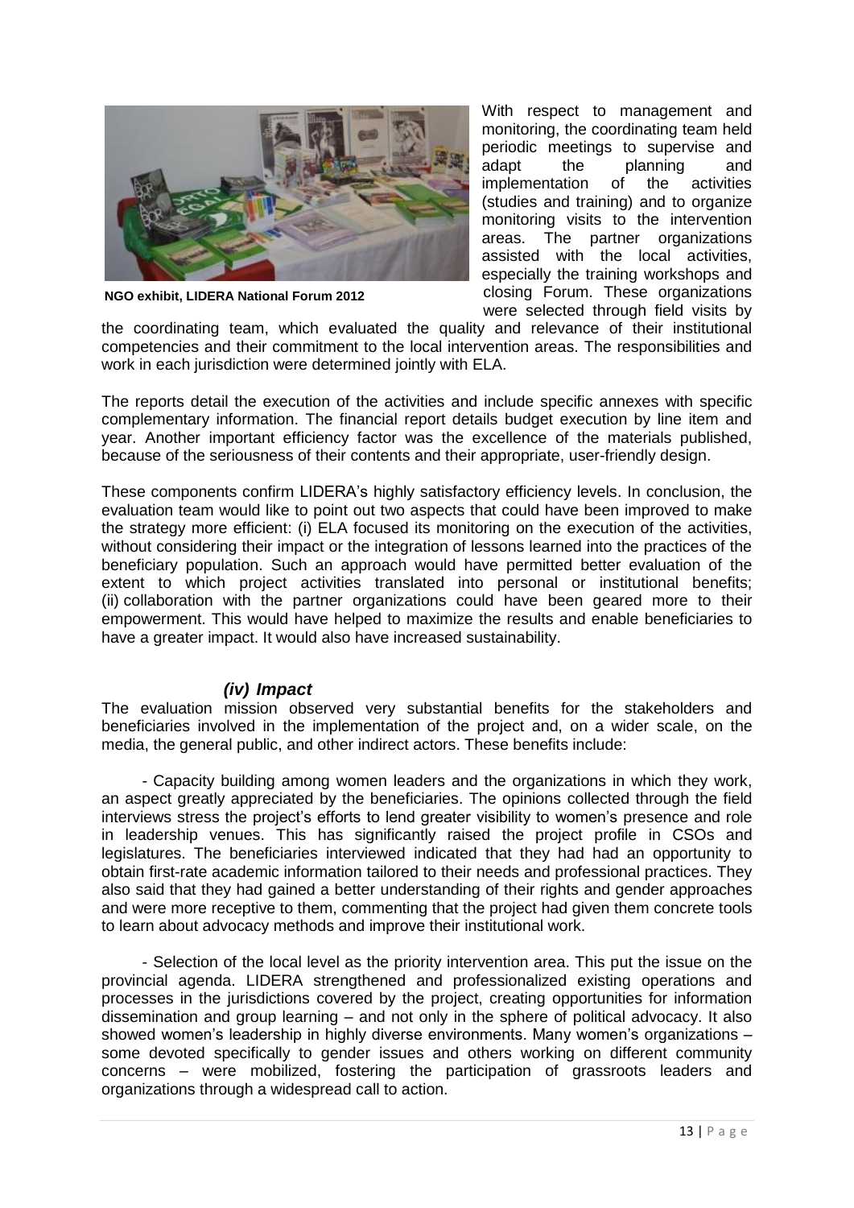NGO exhibit, LIDERA National Forum 2012

With respect to management and monitoring, the coordinating team held periodic meetings to supervise and adapt the planning and implementation of the activities (studies and training) and to organize monitoring visits to the intervention areas. The partner organizations assisted with the local activities, especially the training workshops and closing Forum. These organizations were selected through field visits by the coordinating team, which evaluated the quality and relevance of their institutional competencies and their commitment to the local intervention areas. The responsibilities and work in each jurisdiction were determined jointly with ELA.

The reports detail the execution of the activities and include specific annexes with specific complementary information. The financial report details budget execution by line item and year. Another important efficiency factor was the excellence of the materials published, because of the seriousness of their contents and their appropriate, user-friendly design.

These components confirm LIDERA's highly satisfactory efficiency levels. In conclusion, the evaluation team would like to point out two aspects that could have been improved to make the strategy more efficient: (i) ELA focused its monitoring on the execution of the activities, without considering their impact or the integration of lessons learned into the practices of the beneficiary population. Such an approach would have permitted better evaluation of the extent to which project activities translated into personal or institutional benefits; (ii) collaboration with the partner organizations could have been geared more to their empowerment. This would have helped to maximize the results and enable beneficiaries to have a greater impact. It would also have increased sustainability.

### *(iv) Impact*

The evaluation mission observed very substantial benefits for the stakeholders and beneficiaries involved in the implementation of the project and, on a wider scale, on the media, the general public, and other indirect actors. These benefits include:

- Capacity building among women leaders and the organizations in which they work, an aspect greatly appreciated by the beneficiaries. The opinions collected through the field interviews stress the project's efforts to lend greater visibility to women's presence and role in leadership venues. This has significantly raised the project profile in CSOs and legislatures. The beneficiaries interviewed indicated that they had had an opportunity to obtain first-rate academic information tailored to their needs and professional practices. They also said that they had gained a better understanding of their rights and gender approaches and were more receptive to them, commenting that the project had given them concrete tools to learn about advocacy methods and improve their institutional work.

- Selection of the local level as the priority intervention area. This put the issue on the provincial agenda. LIDERA strengthened and professionalized existing operations and processes in the jurisdictions covered by the project, creating opportunities for information dissemination and group learning – and not only in the sphere of political advocacy. It also showed women's leadership in highly diverse environments. Many women's organizations – some devoted specifically to gender issues and others working on different community concerns – were mobilized, fostering the participation of grassroots leaders and organizations through a widespread call to action.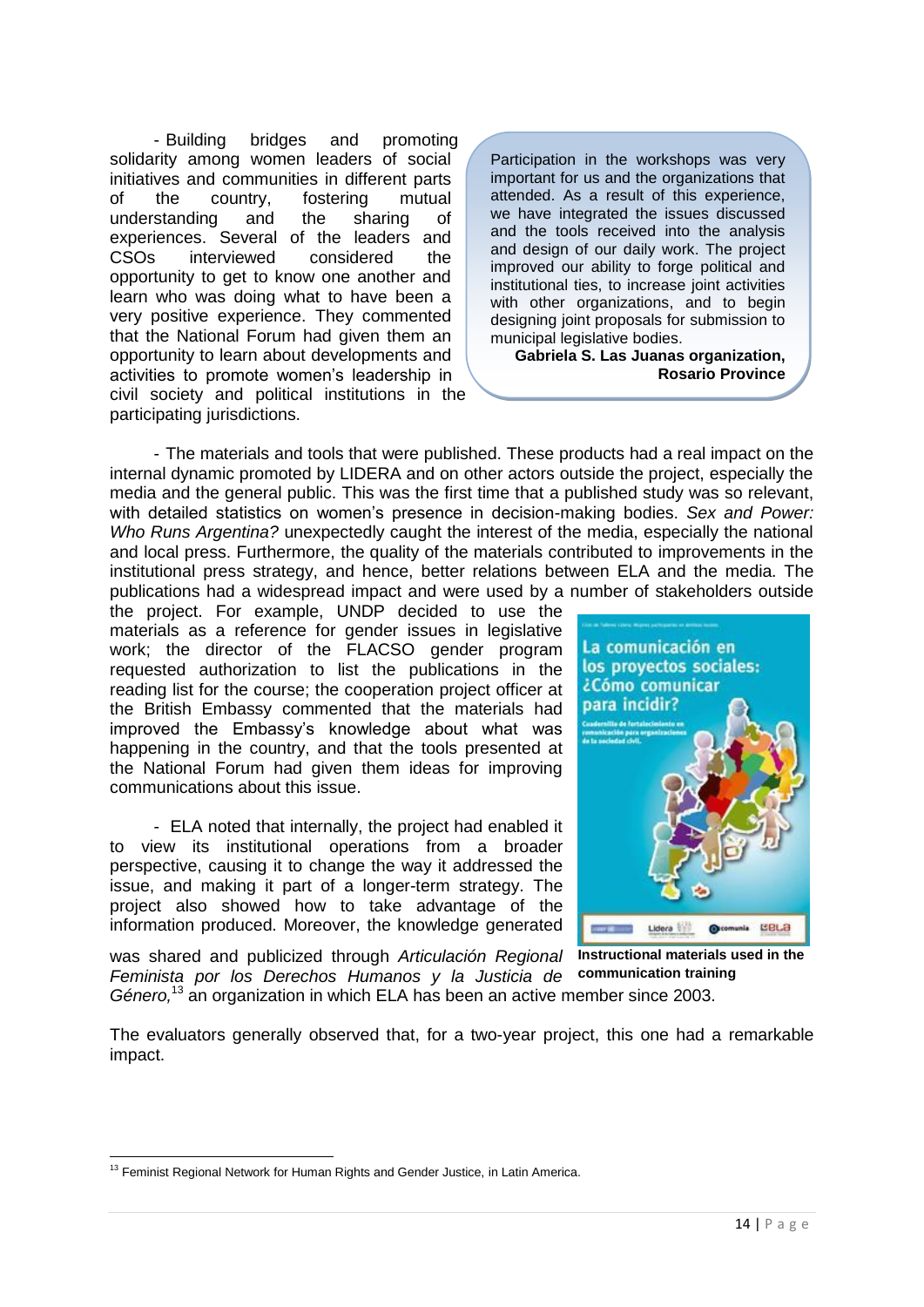- Building bridges and promoting solidarity among women leaders of social initiatives and communities in different parts of the country, fostering mutual understanding and the sharing of experiences. Several of the leaders and CSOs interviewed considered the opportunity to get to know one another and learn who was doing what to have been a very positive experience. They commented that the National Forum had given them an opportunity to learn about developments and activities to promote women's leadership in civil society and political institutions in the participating jurisdictions.

> Participation in the workshops was very important for us and the organizations that attended. As a result of this experience, we have integrated the issues discussed and the tools received into the analysis and design of our daily work. The project improved our ability to forge political and institutional ties, to increase joint activities with other organizations, and to begin designing joint proposals for submission to municipal legislative bodies.
>
> **Gabriela S. Las Juanas organization, Rosario Province**

- The materials and tools that were published. These products had a real impact on the internal dynamic promoted by LIDERA and on other actors outside the project, especially the media and the general public. This was the first time that a published study was so relevant, with detailed statistics on women's presence in decision-making bodies. *Sex and Power: Who Runs Argentina?* unexpectedly caught the interest of the media, especially the national and local press. Furthermore, the quality of the materials contributed to improvements in the institutional press strategy, and hence, better relations between ELA and the media. The publications had a widespread impact and were used by a number of stakeholders outside the project. For example, UNDP decided to use the materials as a reference for gender issues in legislative work; the director of the FLACSO gender program requested authorization to list the publications in the reading list for the course; the cooperation project officer at the British Embassy commented that the materials had improved the Embassy's knowledge about what was happening in the country, and that the tools presented at the National Forum had given them ideas for improving communications about this issue.

**Instructional materials used in the communication training**

- ELA noted that internally, the project had enabled it to view its institutional operations from a broader perspective, causing it to change the way it addressed the issue, and making it part of a longer-term strategy. The project also showed how to take advantage of the information produced. Moreover, the knowledge generated was shared and publicized through *Articulación Regional Feminista por los Derechos Humanos y la Justicia de Género,*[13] an organization in which ELA has been an active member since 2003.

The evaluators generally observed that, for a two-year project, this one had a remarkable impact.

[13] Feminist Regional Network for Human Rights and Gender Justice, in Latin America.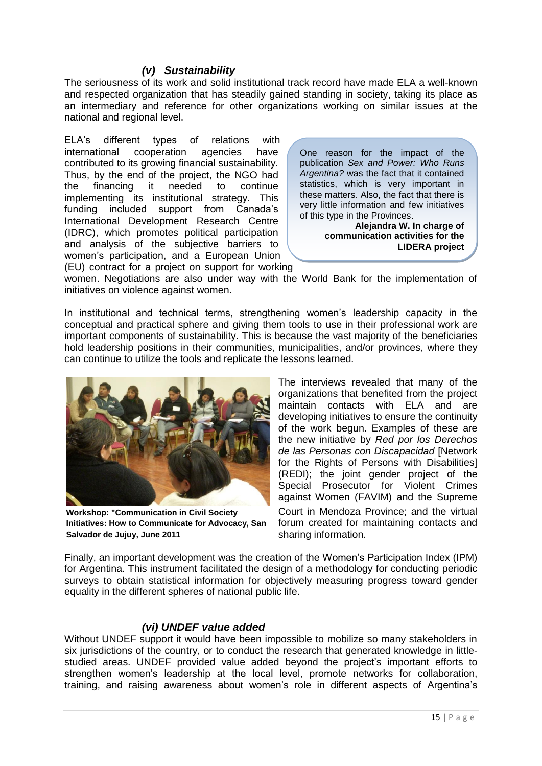### *(v) Sustainability*

The seriousness of its work and solid institutional track record have made ELA a well-known and respected organization that has steadily gained standing in society, taking its place as an intermediary and reference for other organizations working on similar issues at the national and regional level.

ELA's different types of relations with international cooperation agencies have contributed to its growing financial sustainability. Thus, by the end of the project, the NGO had the financing it needed to continue implementing its institutional strategy. This funding included support from Canada's International Development Research Centre (IDRC), which promotes political participation and analysis of the subjective barriers to women's participation, and a European Union (EU) contract for a project on support for working women. Negotiations are also under way with the World Bank for the implementation of initiatives on violence against women.

> One reason for the impact of the publication *Sex and Power: Who Runs Argentina?* was the fact that it contained statistics, which is very important in these matters. Also, the fact that there is very little information and few initiatives of this type in the Provinces.
>
> **Alejandra W. In charge of communication activities for the LIDERA project**

In institutional and technical terms, strengthening women's leadership capacity in the conceptual and practical sphere and giving them tools to use in their professional work are important components of sustainability. This is because the vast majority of the beneficiaries hold leadership positions in their communities, municipalities, and/or provinces, where they can continue to utilize the tools and replicate the lessons learned.

**Workshop: "Communication in Civil Society Initiatives: How to Communicate for Advocacy, San Salvador de Jujuy, June 2011**

The interviews revealed that many of the organizations that benefited from the project maintain contacts with ELA and are developing initiatives to ensure the continuity of the work begun. Examples of these are the new initiative by *Red por los Derechos de las Personas con Discapacidad* [Network for the Rights of Persons with Disabilities] (REDI); the joint gender project of the Special Prosecutor for Violent Crimes against Women (FAVIM) and the Supreme Court in Mendoza Province; and the virtual forum created for maintaining contacts and sharing information.

Finally, an important development was the creation of the Women's Participation Index (IPM) for Argentina. This instrument facilitated the design of a methodology for conducting periodic surveys to obtain statistical information for objectively measuring progress toward gender equality in the different spheres of national public life.

### *(vi) UNDEF value added*

Without UNDEF support it would have been impossible to mobilize so many stakeholders in six jurisdictions of the country, or to conduct the research that generated knowledge in little-studied areas. UNDEF provided value added beyond the project's important efforts to strengthen women's leadership at the local level, promote networks for collaboration, training, and raising awareness about women's role in different aspects of Argentina's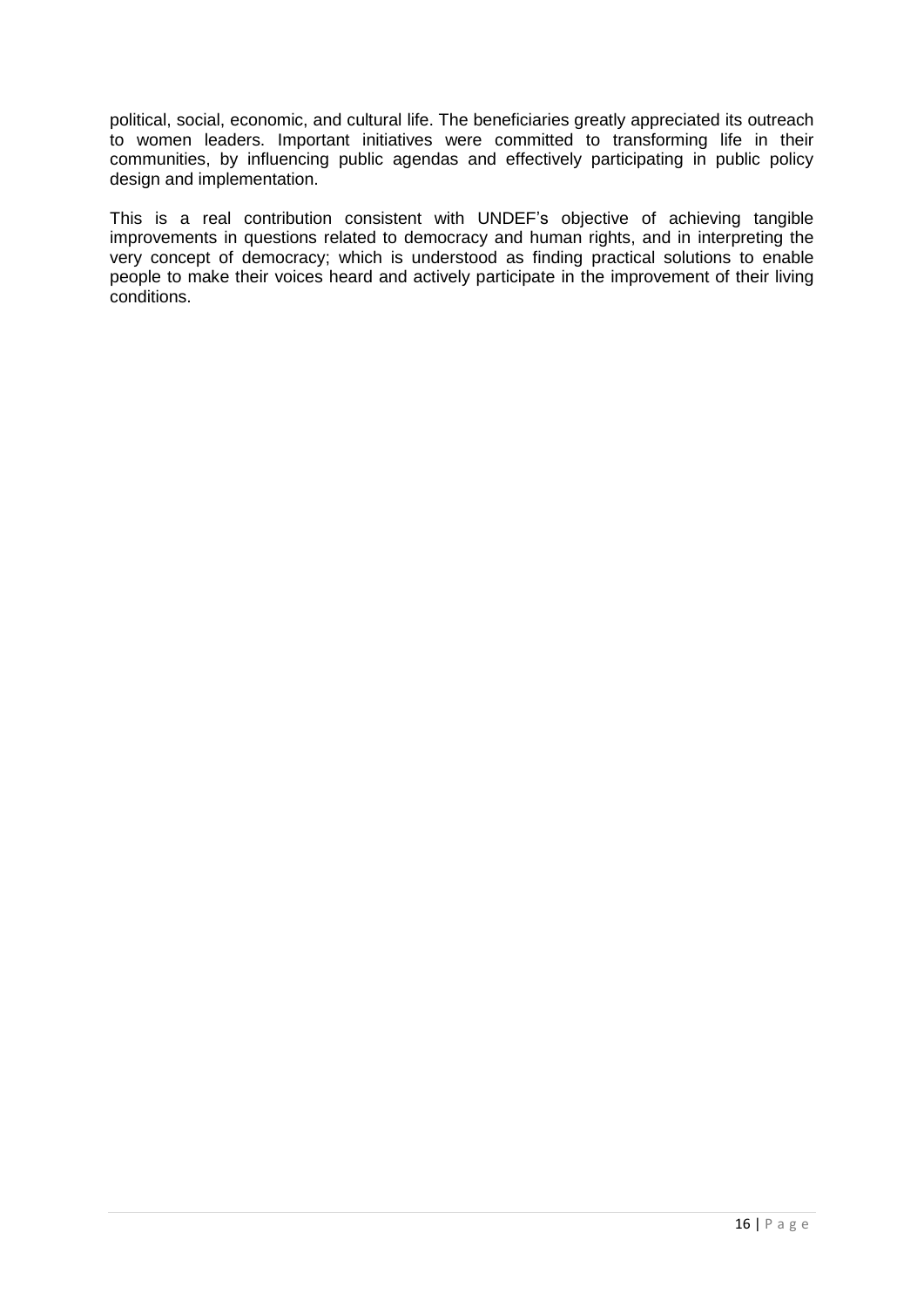political, social, economic, and cultural life. The beneficiaries greatly appreciated its outreach to women leaders. Important initiatives were committed to transforming life in their communities, by influencing public agendas and effectively participating in public policy design and implementation.

This is a real contribution consistent with UNDEF's objective of achieving tangible improvements in questions related to democracy and human rights, and in interpreting the very concept of democracy; which is understood as finding practical solutions to enable people to make their voices heard and actively participate in the improvement of their living conditions.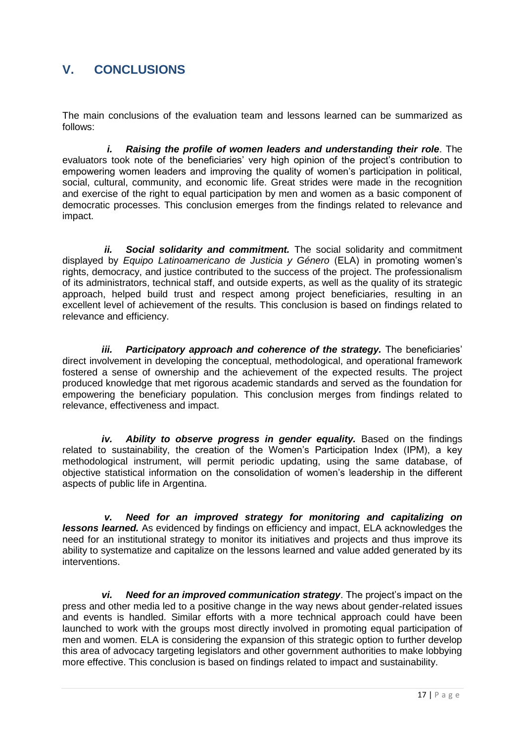## V. CONCLUSIONS

The main conclusions of the evaluation team and lessons learned can be summarized as follows:

***i. Raising the profile of women leaders and understanding their role***. The evaluators took note of the beneficiaries' very high opinion of the project's contribution to empowering women leaders and improving the quality of women's participation in political, social, cultural, community, and economic life. Great strides were made in the recognition and exercise of the right to equal participation by men and women as a basic component of democratic processes. This conclusion emerges from the findings related to relevance and impact.

***ii. Social solidarity and commitment.*** The social solidarity and commitment displayed by *Equipo Latinoamericano de Justicia y Género* (ELA) in promoting women's rights, democracy, and justice contributed to the success of the project. The professionalism of its administrators, technical staff, and outside experts, as well as the quality of its strategic approach, helped build trust and respect among project beneficiaries, resulting in an excellent level of achievement of the results. This conclusion is based on findings related to relevance and efficiency.

***iii. Participatory approach and coherence of the strategy.*** The beneficiaries' direct involvement in developing the conceptual, methodological, and operational framework fostered a sense of ownership and the achievement of the expected results. The project produced knowledge that met rigorous academic standards and served as the foundation for empowering the beneficiary population. This conclusion merges from findings related to relevance, effectiveness and impact.

***iv. Ability to observe progress in gender equality.*** Based on the findings related to sustainability, the creation of the Women's Participation Index (IPM), a key methodological instrument, will permit periodic updating, using the same database, of objective statistical information on the consolidation of women's leadership in the different aspects of public life in Argentina.

***v. Need for an improved strategy for monitoring and capitalizing on lessons learned.*** As evidenced by findings on efficiency and impact, ELA acknowledges the need for an institutional strategy to monitor its initiatives and projects and thus improve its ability to systematize and capitalize on the lessons learned and value added generated by its interventions.

***vi. Need for an improved communication strategy***. The project's impact on the press and other media led to a positive change in the way news about gender-related issues and events is handled. Similar efforts with a more technical approach could have been launched to work with the groups most directly involved in promoting equal participation of men and women. ELA is considering the expansion of this strategic option to further develop this area of advocacy targeting legislators and other government authorities to make lobbying more effective. This conclusion is based on findings related to impact and sustainability.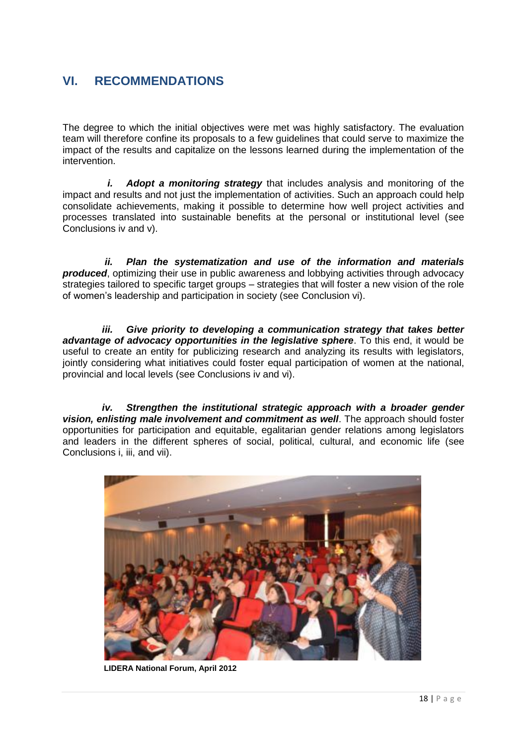## VI. RECOMMENDATIONS

The degree to which the initial objectives were met was highly satisfactory. The evaluation team will therefore confine its proposals to a few guidelines that could serve to maximize the impact of the results and capitalize on the lessons learned during the implementation of the intervention.

***i. Adopt a monitoring strategy*** that includes analysis and monitoring of the impact and results and not just the implementation of activities. Such an approach could help consolidate achievements, making it possible to determine how well project activities and processes translated into sustainable benefits at the personal or institutional level (see Conclusions iv and v).

***ii. Plan the systematization and use of the information and materials produced***, optimizing their use in public awareness and lobbying activities through advocacy strategies tailored to specific target groups – strategies that will foster a new vision of the role of women's leadership and participation in society (see Conclusion vi).

***iii. Give priority to developing a communication strategy that takes better advantage of advocacy opportunities in the legislative sphere***. To this end, it would be useful to create an entity for publicizing research and analyzing its results with legislators, jointly considering what initiatives could foster equal participation of women at the national, provincial and local levels (see Conclusions iv and vi).

***iv. Strengthen the institutional strategic approach with a broader gender vision, enlisting male involvement and commitment as well***. The approach should foster opportunities for participation and equitable, egalitarian gender relations among legislators and leaders in the different spheres of social, political, cultural, and economic life (see Conclusions i, iii, and vii).

**LIDERA National Forum, April 2012**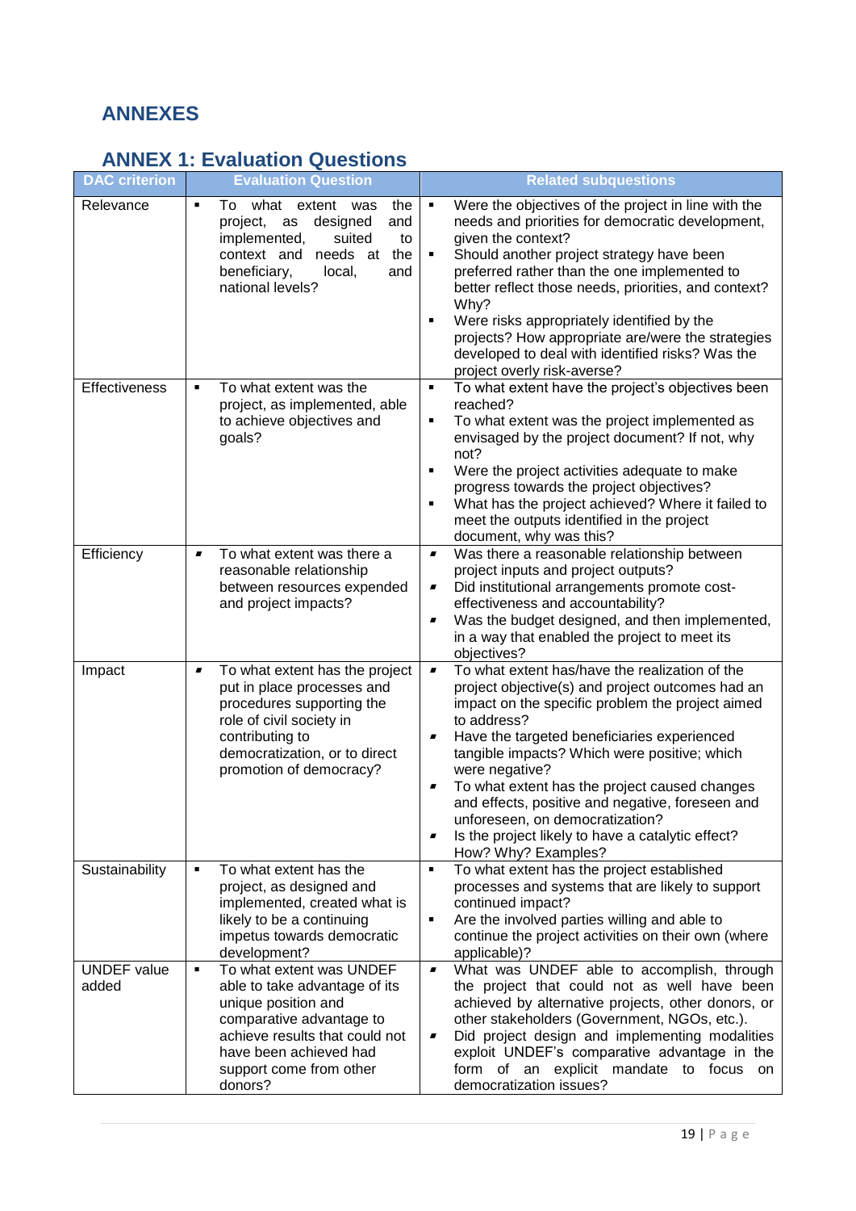# ANNEXES

## ANNEX 1: Evaluation Questions

| DAC criterion | Evaluation Question | Related subquestions |
|---|---|---|
| Relevance | ▪ To what extent was the project, as designed and implemented, suited to context and needs at the beneficiary, local, and national levels? | ▪ Were the objectives of the project in line with the needs and priorities for democratic development, given the context?<br>▪ Should another project strategy have been preferred rather than the one implemented to better reflect those needs, priorities, and context? Why?<br>▪ Were risks appropriately identified by the projects? How appropriate are/were the strategies developed to deal with identified risks? Was the project overly risk-averse? |
| Effectiveness | ▪ To what extent was the project, as implemented, able to achieve objectives and goals? | ▪ To what extent have the project's objectives been reached?<br>▪ To what extent was the project implemented as envisaged by the project document? If not, why not?<br>▪ Were the project activities adequate to make progress towards the project objectives?<br>▪ What has the project achieved? Where it failed to meet the outputs identified in the project document, why was this? |
| Efficiency | ▪ To what extent was there a reasonable relationship between resources expended and project impacts? | ▪ Was there a reasonable relationship between project inputs and project outputs?<br>▪ Did institutional arrangements promote cost-effectiveness and accountability?<br>▪ Was the budget designed, and then implemented, in a way that enabled the project to meet its objectives? |
| Impact | ▪ To what extent has the project put in place processes and procedures supporting the role of civil society in contributing to democratization, or to direct promotion of democracy? | ▪ To what extent has/have the realization of the project objective(s) and project outcomes had an impact on the specific problem the project aimed to address?<br>▪ Have the targeted beneficiaries experienced tangible impacts? Which were positive; which were negative?<br>▪ To what extent has the project caused changes and effects, positive and negative, foreseen and unforeseen, on democratization?<br>▪ Is the project likely to have a catalytic effect? How? Why? Examples? |
| Sustainability | ▪ To what extent has the project, as designed and implemented, created what is likely to be a continuing impetus towards democratic development? | ▪ To what extent has the project established processes and systems that are likely to support continued impact?<br>▪ Are the involved parties willing and able to continue the project activities on their own (where applicable)? |
| UNDEF value added | ▪ To what extent was UNDEF able to take advantage of its unique position and comparative advantage to achieve results that could not have been achieved had support come from other donors? | ▪ What was UNDEF able to accomplish, through the project that could not as well have been achieved by alternative projects, other donors, or other stakeholders (Government, NGOs, etc.).<br>▪ Did project design and implementing modalities exploit UNDEF's comparative advantage in the form of an explicit mandate to focus on democratization issues? |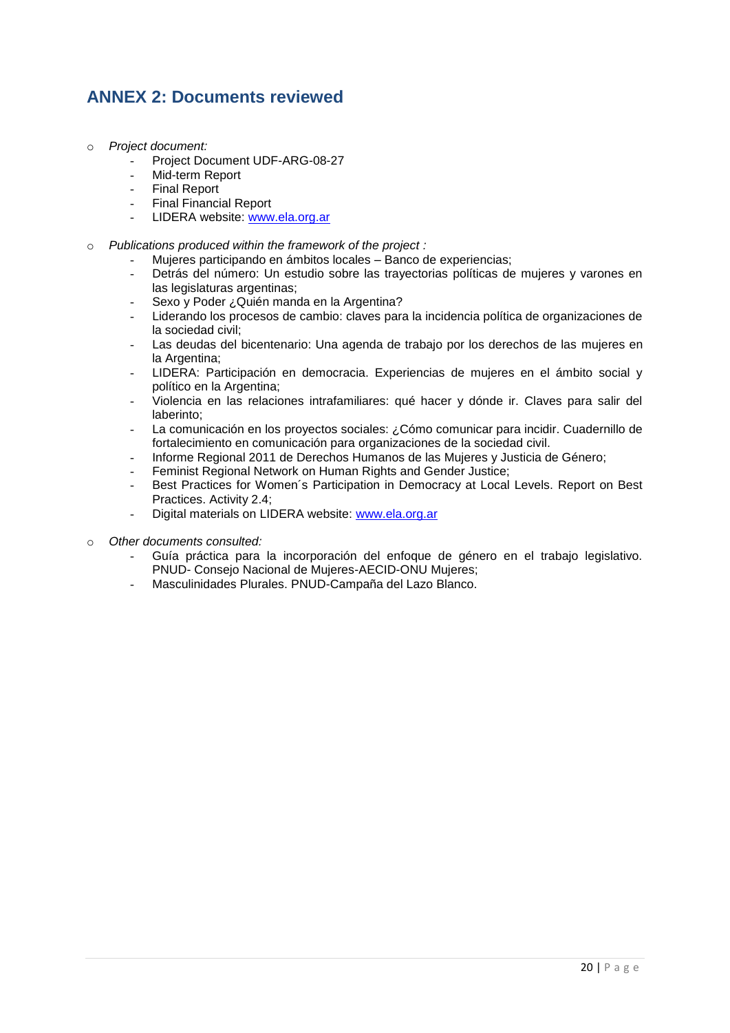## ANNEX 2: Documents reviewed

- *Project document:*
  - Project Document UDF-ARG-08-27
  - Mid-term Report
  - Final Report
  - Final Financial Report
  - LIDERA website: [www.ela.org.ar](http://www.ela.org.ar)

- *Publications produced within the framework of the project :*
  - Mujeres participando en ámbitos locales – Banco de experiencias;
  - Detrás del número: Un estudio sobre las trayectorias políticas de mujeres y varones en las legislaturas argentinas;
  - Sexo y Poder ¿Quién manda en la Argentina?
  - Liderando los procesos de cambio: claves para la incidencia política de organizaciones de la sociedad civil;
  - Las deudas del bicentenario: Una agenda de trabajo por los derechos de las mujeres en la Argentina;
  - LIDERA: Participación en democracia. Experiencias de mujeres en el ámbito social y político en la Argentina;
  - Violencia en las relaciones intrafamiliares: qué hacer y dónde ir. Claves para salir del laberinto;
  - La comunicación en los proyectos sociales: ¿Cómo comunicar para incidir. Cuadernillo de fortalecimiento en comunicación para organizaciones de la sociedad civil.
  - Informe Regional 2011 de Derechos Humanos de las Mujeres y Justicia de Género;
  - Feminist Regional Network on Human Rights and Gender Justice;
  - Best Practices for Women´s Participation in Democracy at Local Levels. Report on Best Practices. Activity 2.4;
  - Digital materials on LIDERA website: [www.ela.org.ar](http://www.ela.org.ar)

- *Other documents consulted:*
  - Guía práctica para la incorporación del enfoque de género en el trabajo legislativo. PNUD- Consejo Nacional de Mujeres-AECID-ONU Mujeres;
  - Masculinidades Plurales. PNUD-Campaña del Lazo Blanco.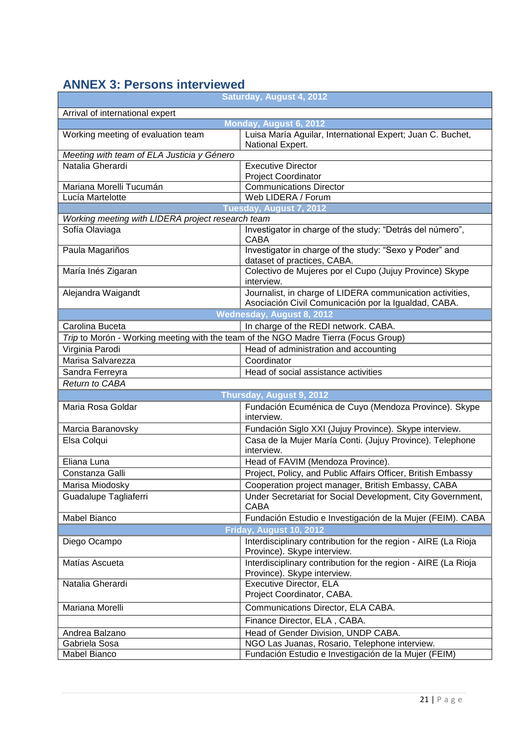## ANNEX 3: Persons interviewed

| Saturday, August 4, 2012 | |
|---|---|
| Arrival of international expert | |
| **Monday, August 6, 2012** | |
| Working meeting of evaluation team | Luisa María Aguilar, International Expert; Juan C. Buchet, National Expert. |
| *Meeting with team of ELA Justicia y Género* | |
| Natalia Gherardi | Executive Director<br>Project Coordinator |
| Mariana Morelli Tucumán | Communications Director |
| Lucía Martelotte | Web LIDERA / Forum |
| **Tuesday, August 7, 2012** | |
| *Working meeting with LIDERA project research team* | |
| Sofía Olaviaga | Investigator in charge of the study: "Detrás del número", CABA |
| Paula Magariños | Investigator in charge of the study: "Sexo y Poder" and dataset of practices, CABA. |
| María Inés Zigaran | Colectivo de Mujeres por el Cupo (Jujuy Province) Skype interview. |
| Alejandra Waigandt | Journalist, in charge of LIDERA communication activities, Asociación Civil Comunicación por la Igualdad, CABA. |
| **Wednesday, August 8, 2012** | |
| Carolina Buceta | In charge of the REDI network. CABA. |
| *Trip* to Morón - Working meeting with the team of the NGO Madre Tierra (Focus Group) | |
| Virginia Parodi | Head of administration and accounting |
| Marisa Salvarezza | Coordinator |
| Sandra Ferreyra | Head of social assistance activities |
| *Return to CABA* | |
| **Thursday, August 9, 2012** | |
| Maria Rosa Goldar | Fundación Ecuménica de Cuyo (Mendoza Province). Skype interview. |
| Marcia Baranovsky | Fundación Siglo XXI (Jujuy Province). Skype interview. |
| Elsa Colqui | Casa de la Mujer María Conti. (Jujuy Province). Telephone interview. |
| Eliana Luna | Head of FAVIM (Mendoza Province). |
| Constanza Galli | Project, Policy, and Public Affairs Officer, British Embassy |
| Marisa Miodosky | Cooperation project manager, British Embassy, CABA |
| Guadalupe Tagliaferri | Under Secretariat for Social Development, City Government, CABA |
| Mabel Bianco | Fundación Estudio e Investigación de la Mujer (FEIM). CABA |
| **Friday, August 10, 2012** | |
| Diego Ocampo | Interdisciplinary contribution for the region - AIRE (La Rioja Province). Skype interview. |
| Matías Ascueta | Interdisciplinary contribution for the region - AIRE (La Rioja Province). Skype interview. |
| Natalia Gherardi | Executive Director, ELA<br>Project Coordinator, CABA. |
| Mariana Morelli | Communications Director, ELA CABA. |
| | Finance Director, ELA , CABA. |
| Andrea Balzano | Head of Gender Division, UNDP CABA. |
| Gabriela Sosa | NGO Las Juanas, Rosario, Telephone interview. |
| Mabel Bianco | Fundación Estudio e Investigación de la Mujer (FEIM) |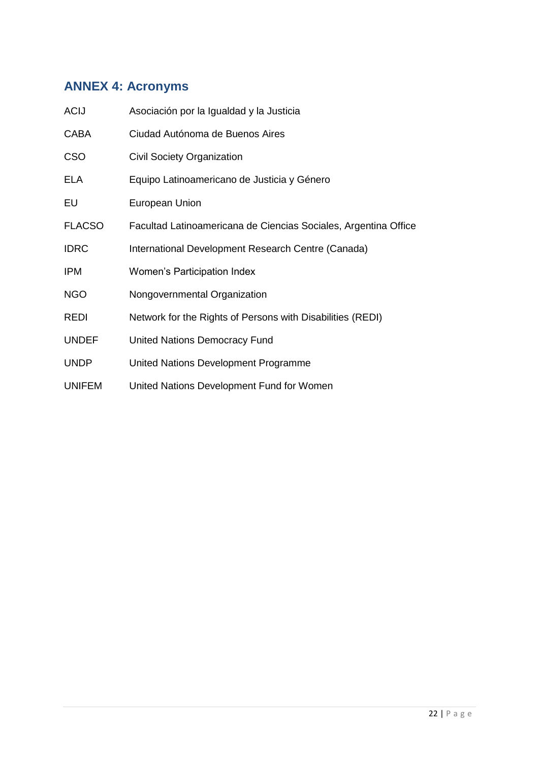## ANNEX 4: Acronyms

| | |
|---|---|
| ACIJ | Asociación por la Igualdad y la Justicia |
| CABA | Ciudad Autónoma de Buenos Aires |
| CSO | Civil Society Organization |
| ELA | Equipo Latinoamericano de Justicia y Género |
| EU | European Union |
| FLACSO | Facultad Latinoamericana de Ciencias Sociales, Argentina Office |
| IDRC | International Development Research Centre (Canada) |
| IPM | Women's Participation Index |
| NGO | Nongovernmental Organization |
| REDI | Network for the Rights of Persons with Disabilities (REDI) |
| UNDEF | United Nations Democracy Fund |
| UNDP | United Nations Development Programme |
| UNIFEM | United Nations Development Fund for Women |